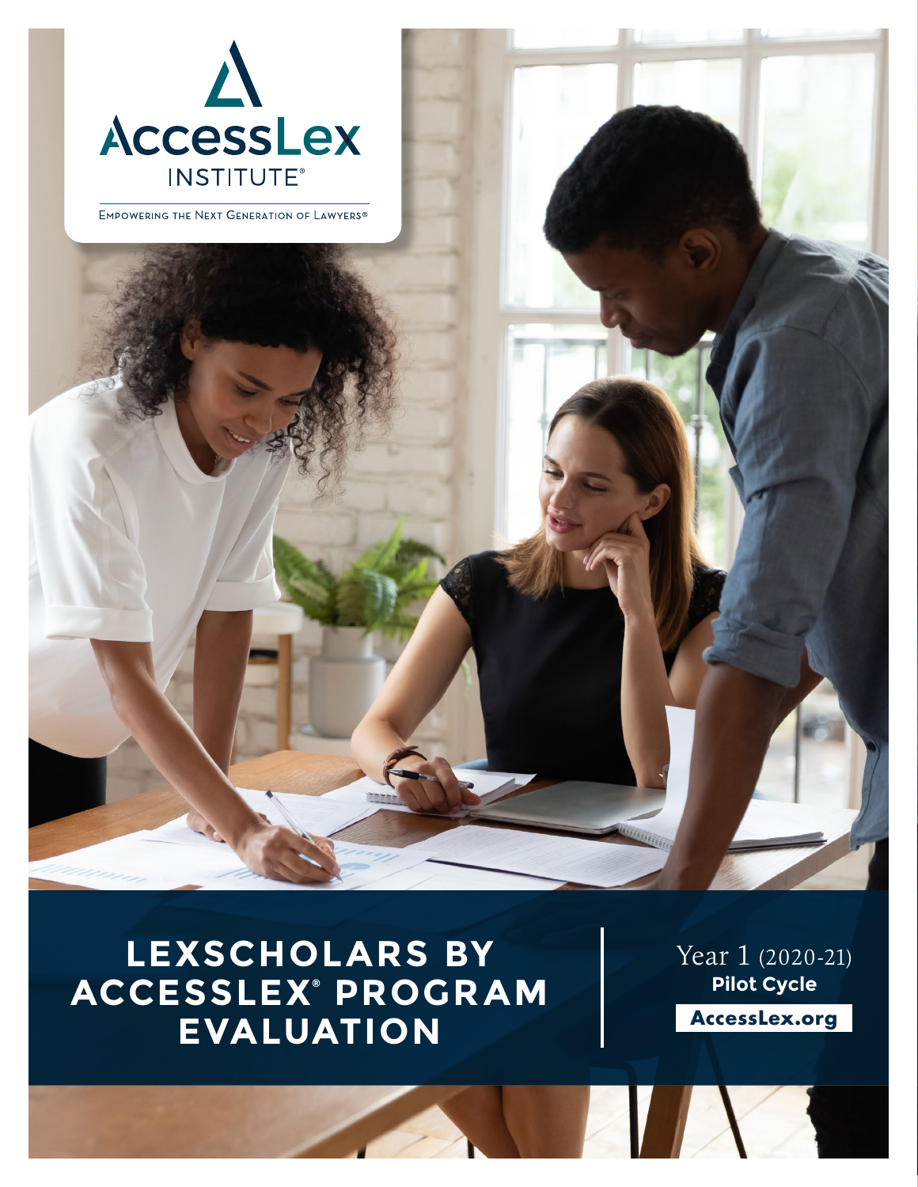AccessLex INSTITUTE®

Empowering the Next Generation of Lawyers®

# LEXSCHOLARS BY ACCESSLEX® PROGRAM EVALUATION

Year 1 (2020-21)

**Pilot Cycle**

**AccessLex.org**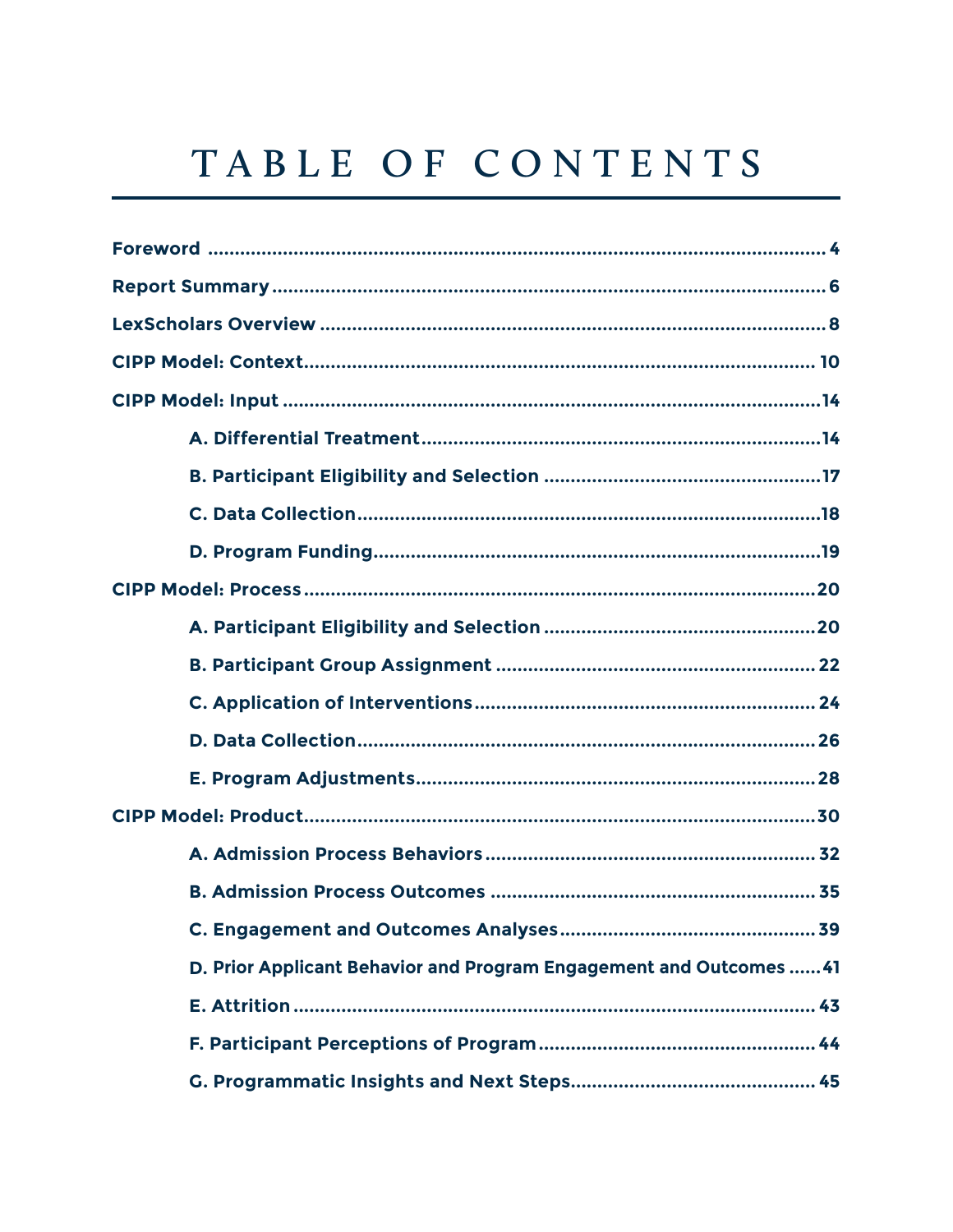# TABLE OF CONTENTS

**Foreword** .......... 4

**Report Summary** .......... 6

**LexScholars Overview** .......... 8

**CIPP Model: Context** .......... 10

**CIPP Model: Input** .......... 14

- **A. Differential Treatment** .......... 14
- **B. Participant Eligibility and Selection** .......... 17
- **C. Data Collection** .......... 18
- **D. Program Funding** .......... 19

**CIPP Model: Process** .......... 20

- **A. Participant Eligibility and Selection** .......... 20
- **B. Participant Group Assignment** .......... 22
- **C. Application of Interventions** .......... 24
- **D. Data Collection** .......... 26
- **E. Program Adjustments** .......... 28

**CIPP Model: Product** .......... 30

- **A. Admission Process Behaviors** .......... 32
- **B. Admission Process Outcomes** .......... 35
- **C. Engagement and Outcomes Analyses** .......... 39
- **D. Prior Applicant Behavior and Program Engagement and Outcomes** .......... 41
- **E. Attrition** .......... 43
- **F. Participant Perceptions of Program** .......... 44
- **G. Programmatic Insights and Next Steps** .......... 45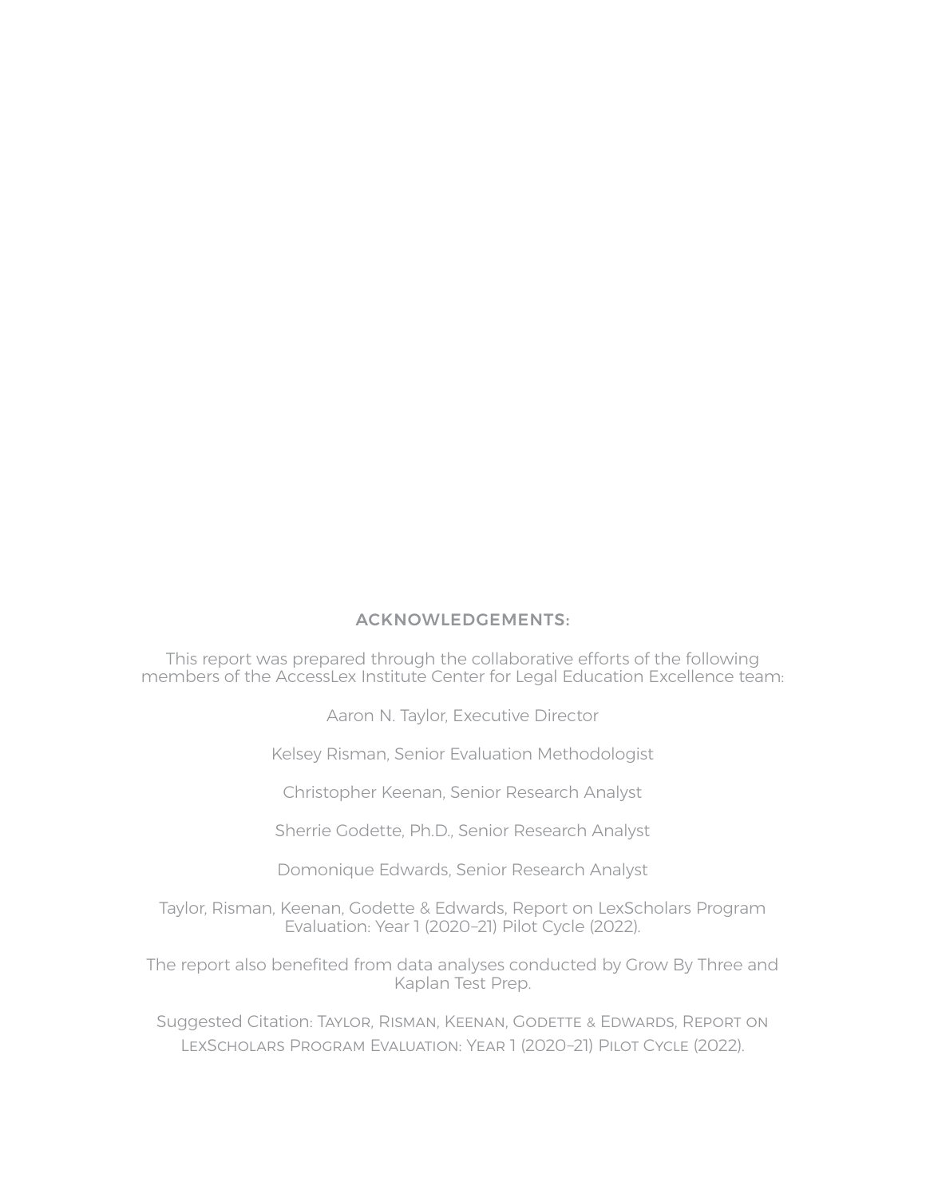## ACKNOWLEDGEMENTS:

This report was prepared through the collaborative efforts of the following members of the AccessLex Institute Center for Legal Education Excellence team:

Aaron N. Taylor, Executive Director

Kelsey Risman, Senior Evaluation Methodologist

Christopher Keenan, Senior Research Analyst

Sherrie Godette, Ph.D., Senior Research Analyst

Domonique Edwards, Senior Research Analyst

Taylor, Risman, Keenan, Godette & Edwards, Report on LexScholars Program Evaluation: Year 1 (2020–21) Pilot Cycle (2022).

The report also benefited from data analyses conducted by Grow By Three and Kaplan Test Prep.

Suggested Citation: Taylor, Risman, Keenan, Godette & Edwards, Report on LexScholars Program Evaluation: Year 1 (2020–21) Pilot Cycle (2022).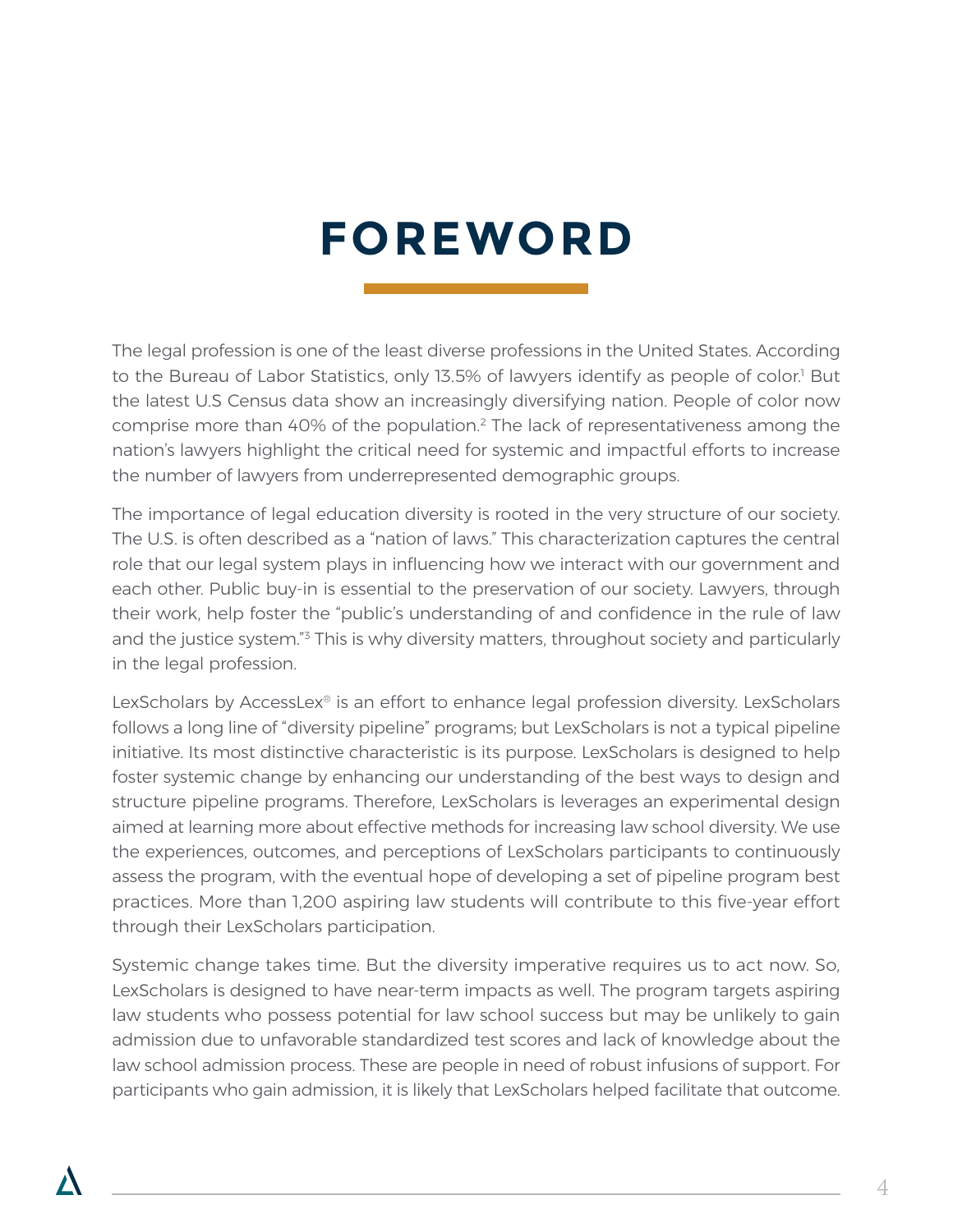# FOREWORD

The legal profession is one of the least diverse professions in the United States. According to the Bureau of Labor Statistics, only 13.5% of lawyers identify as people of color.[1] But the latest U.S Census data show an increasingly diversifying nation. People of color now comprise more than 40% of the population.[2] The lack of representativeness among the nation's lawyers highlight the critical need for systemic and impactful efforts to increase the number of lawyers from underrepresented demographic groups.

The importance of legal education diversity is rooted in the very structure of our society. The U.S. is often described as a "nation of laws." This characterization captures the central role that our legal system plays in influencing how we interact with our government and each other. Public buy-in is essential to the preservation of our society. Lawyers, through their work, help foster the "public's understanding of and confidence in the rule of law and the justice system."[3] This is why diversity matters, throughout society and particularly in the legal profession.

LexScholars by AccessLex® is an effort to enhance legal profession diversity. LexScholars follows a long line of "diversity pipeline" programs; but LexScholars is not a typical pipeline initiative. Its most distinctive characteristic is its purpose. LexScholars is designed to help foster systemic change by enhancing our understanding of the best ways to design and structure pipeline programs. Therefore, LexScholars is leverages an experimental design aimed at learning more about effective methods for increasing law school diversity. We use the experiences, outcomes, and perceptions of LexScholars participants to continuously assess the program, with the eventual hope of developing a set of pipeline program best practices. More than 1,200 aspiring law students will contribute to this five-year effort through their LexScholars participation.

Systemic change takes time. But the diversity imperative requires us to act now. So, LexScholars is designed to have near-term impacts as well. The program targets aspiring law students who possess potential for law school success but may be unlikely to gain admission due to unfavorable standardized test scores and lack of knowledge about the law school admission process. These are people in need of robust infusions of support. For participants who gain admission, it is likely that LexScholars helped facilitate that outcome.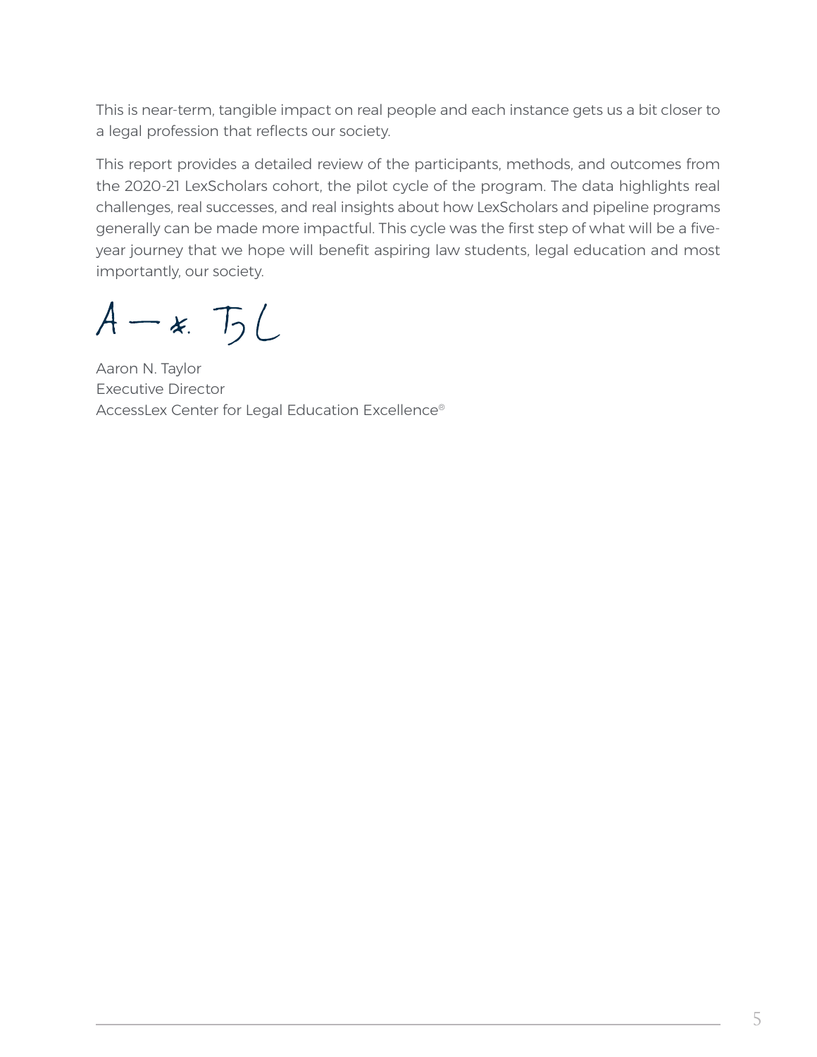This is near-term, tangible impact on real people and each instance gets us a bit closer to a legal profession that reflects our society.

This report provides a detailed review of the participants, methods, and outcomes from the 2020-21 LexScholars cohort, the pilot cycle of the program. The data highlights real challenges, real successes, and real insights about how LexScholars and pipeline programs generally can be made more impactful. This cycle was the first step of what will be a five-year journey that we hope will benefit aspiring law students, legal education and most importantly, our society.

Aaron N. Taylor
Executive Director
AccessLex Center for Legal Education Excellence®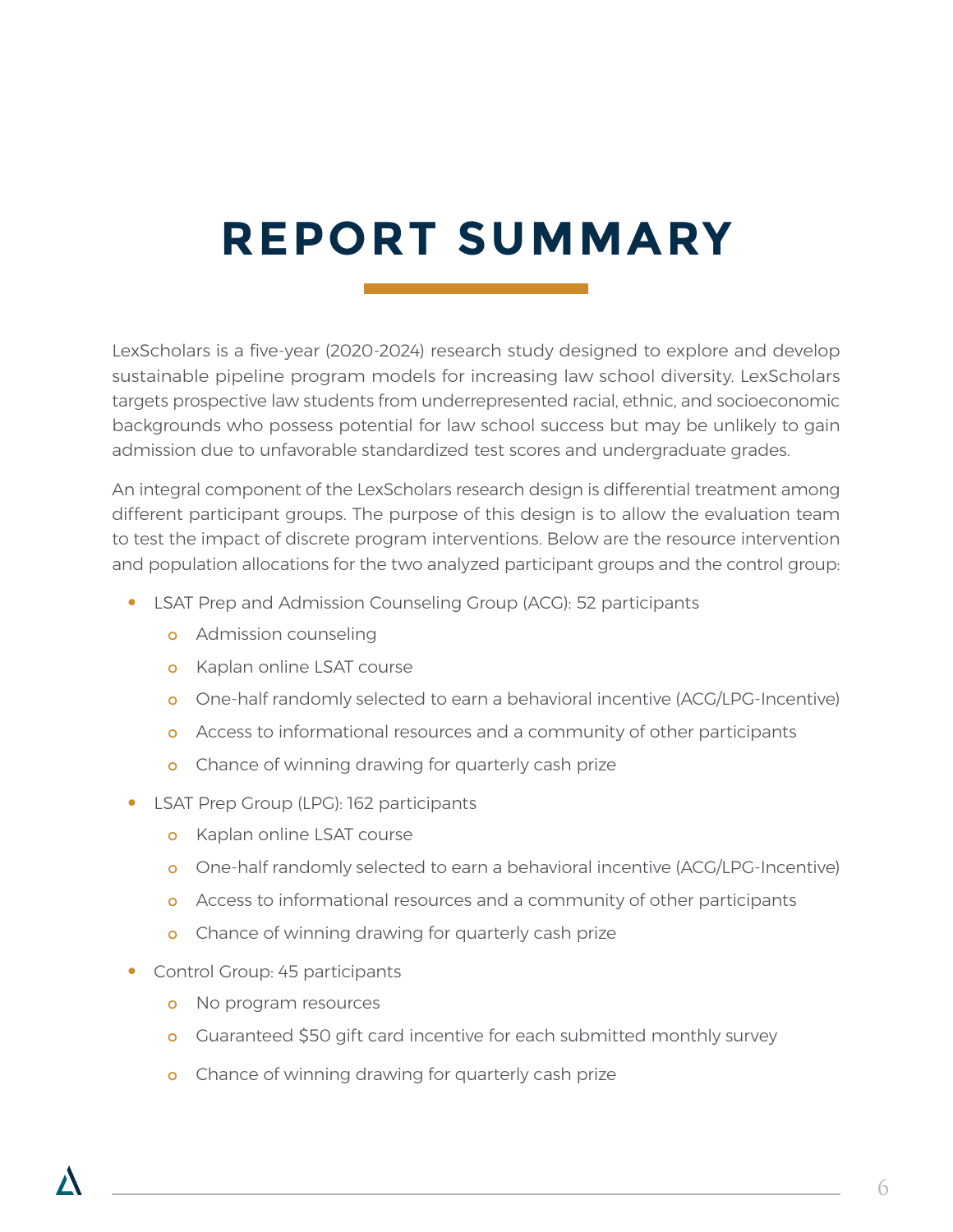# REPORT SUMMARY

LexScholars is a five-year (2020-2024) research study designed to explore and develop sustainable pipeline program models for increasing law school diversity. LexScholars targets prospective law students from underrepresented racial, ethnic, and socioeconomic backgrounds who possess potential for law school success but may be unlikely to gain admission due to unfavorable standardized test scores and undergraduate grades.

An integral component of the LexScholars research design is differential treatment among different participant groups. The purpose of this design is to allow the evaluation team to test the impact of discrete program interventions. Below are the resource intervention and population allocations for the two analyzed participant groups and the control group:

- LSAT Prep and Admission Counseling Group (ACG): 52 participants
  - Admission counseling
  - Kaplan online LSAT course
  - One-half randomly selected to earn a behavioral incentive (ACG/LPG-Incentive)
  - Access to informational resources and a community of other participants
  - Chance of winning drawing for quarterly cash prize
- LSAT Prep Group (LPG): 162 participants
  - Kaplan online LSAT course
  - One-half randomly selected to earn a behavioral incentive (ACG/LPG-Incentive)
  - Access to informational resources and a community of other participants
  - Chance of winning drawing for quarterly cash prize
- Control Group: 45 participants
  - No program resources
  - Guaranteed $50 gift card incentive for each submitted monthly survey
  - Chance of winning drawing for quarterly cash prize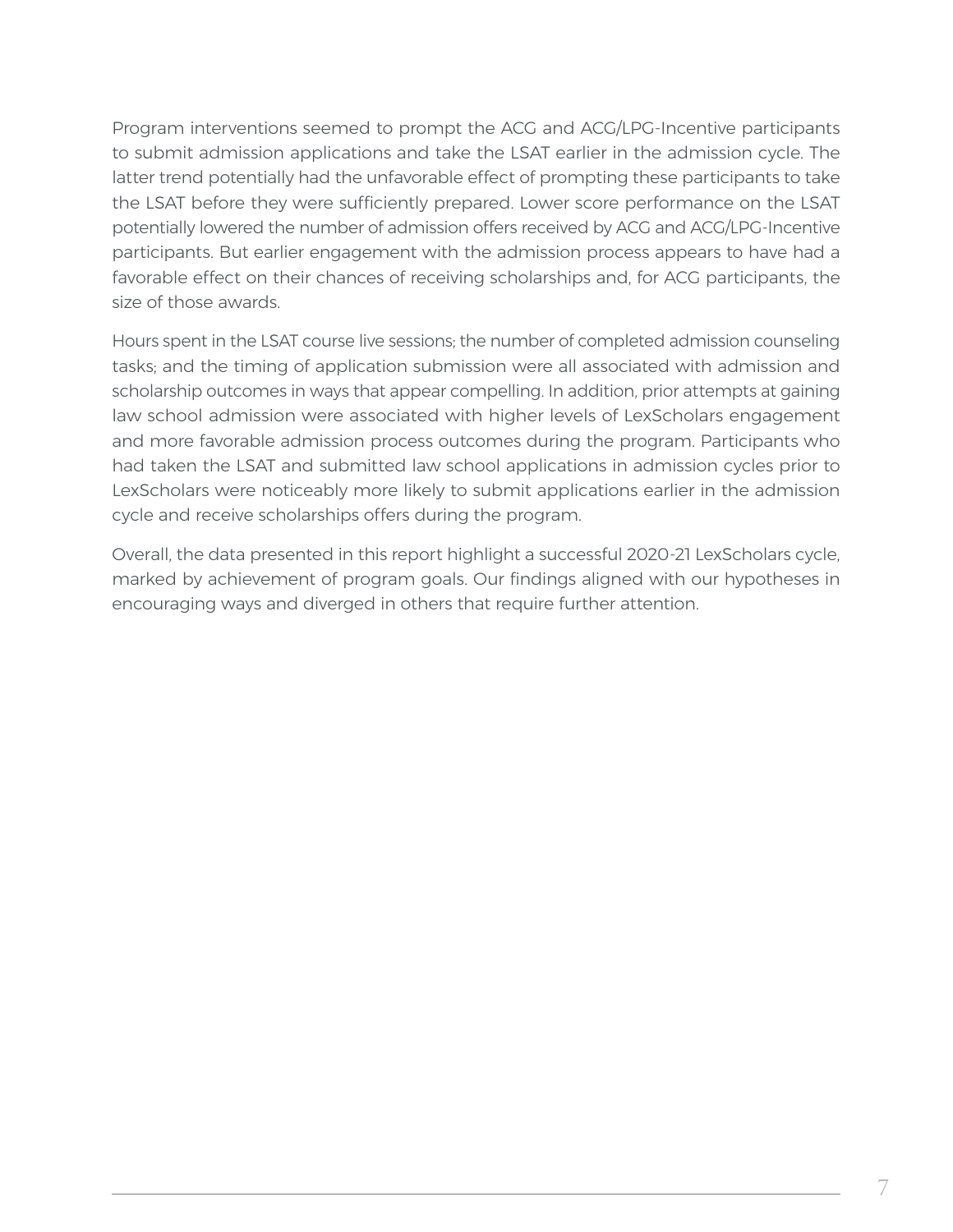Program interventions seemed to prompt the ACG and ACG/LPG-Incentive participants to submit admission applications and take the LSAT earlier in the admission cycle. The latter trend potentially had the unfavorable effect of prompting these participants to take the LSAT before they were sufficiently prepared. Lower score performance on the LSAT potentially lowered the number of admission offers received by ACG and ACG/LPG-Incentive participants. But earlier engagement with the admission process appears to have had a favorable effect on their chances of receiving scholarships and, for ACG participants, the size of those awards.

Hours spent in the LSAT course live sessions; the number of completed admission counseling tasks; and the timing of application submission were all associated with admission and scholarship outcomes in ways that appear compelling. In addition, prior attempts at gaining law school admission were associated with higher levels of LexScholars engagement and more favorable admission process outcomes during the program. Participants who had taken the LSAT and submitted law school applications in admission cycles prior to LexScholars were noticeably more likely to submit applications earlier in the admission cycle and receive scholarships offers during the program.

Overall, the data presented in this report highlight a successful 2020-21 LexScholars cycle, marked by achievement of program goals. Our findings aligned with our hypotheses in encouraging ways and diverged in others that require further attention.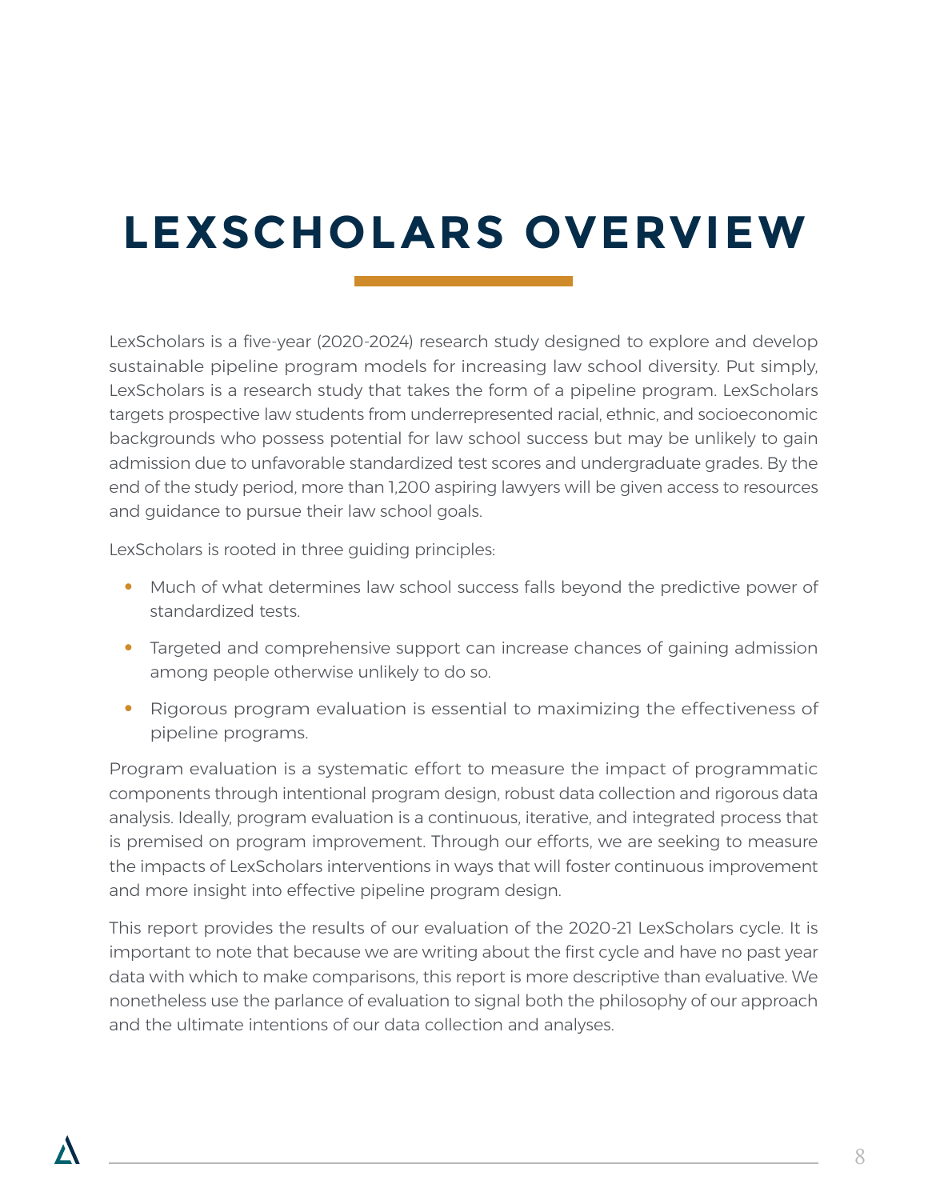# LEXSCHOLARS OVERVIEW

LexScholars is a five-year (2020-2024) research study designed to explore and develop sustainable pipeline program models for increasing law school diversity. Put simply, LexScholars is a research study that takes the form of a pipeline program. LexScholars targets prospective law students from underrepresented racial, ethnic, and socioeconomic backgrounds who possess potential for law school success but may be unlikely to gain admission due to unfavorable standardized test scores and undergraduate grades. By the end of the study period, more than 1,200 aspiring lawyers will be given access to resources and guidance to pursue their law school goals.

LexScholars is rooted in three guiding principles:

- Much of what determines law school success falls beyond the predictive power of standardized tests.
- Targeted and comprehensive support can increase chances of gaining admission among people otherwise unlikely to do so.
- Rigorous program evaluation is essential to maximizing the effectiveness of pipeline programs.

Program evaluation is a systematic effort to measure the impact of programmatic components through intentional program design, robust data collection and rigorous data analysis. Ideally, program evaluation is a continuous, iterative, and integrated process that is premised on program improvement. Through our efforts, we are seeking to measure the impacts of LexScholars interventions in ways that will foster continuous improvement and more insight into effective pipeline program design.

This report provides the results of our evaluation of the 2020-21 LexScholars cycle. It is important to note that because we are writing about the first cycle and have no past year data with which to make comparisons, this report is more descriptive than evaluative. We nonetheless use the parlance of evaluation to signal both the philosophy of our approach and the ultimate intentions of our data collection and analyses.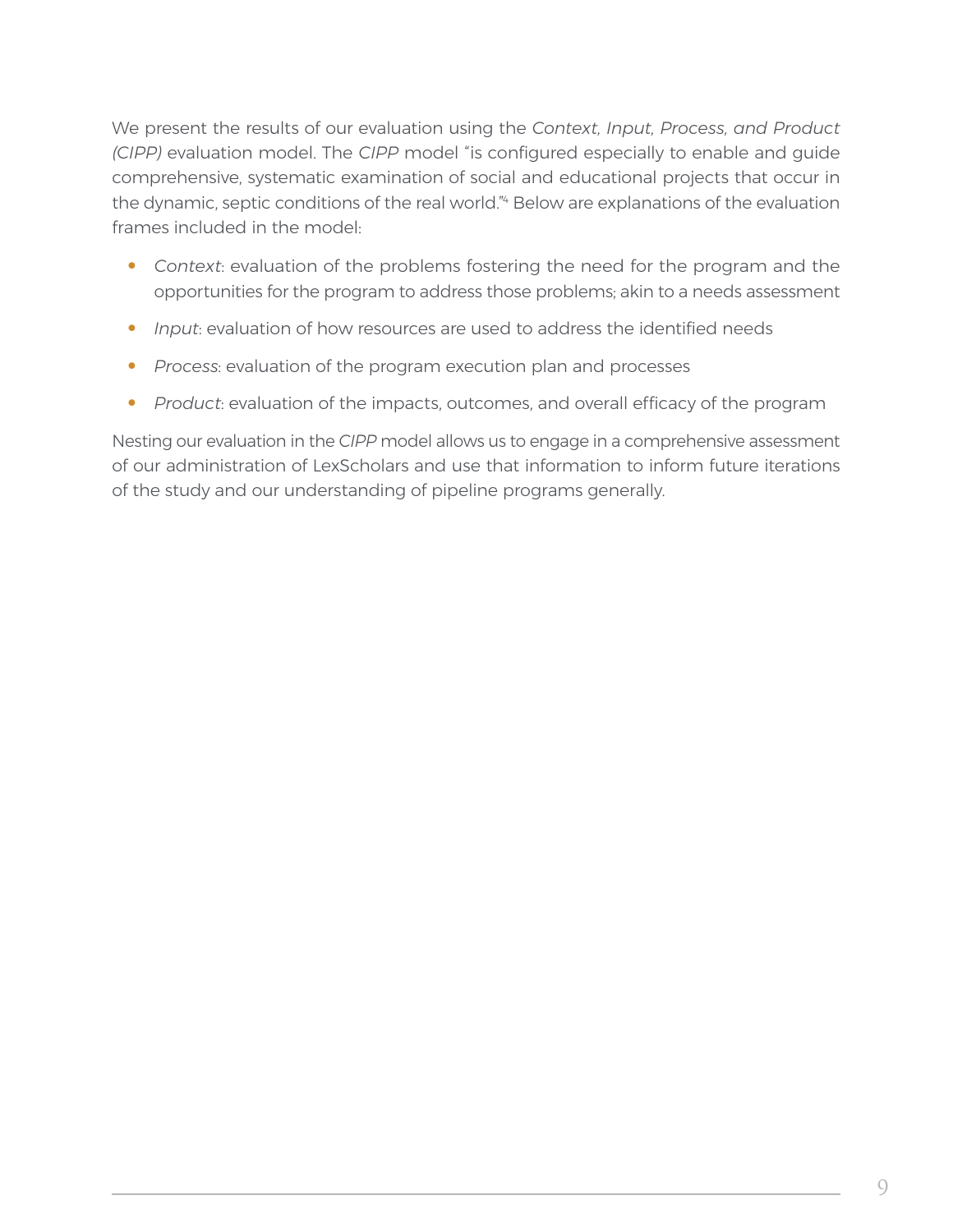We present the results of our evaluation using the *Context, Input, Process, and Product (CIPP)* evaluation model. The *CIPP* model "is configured especially to enable and guide comprehensive, systematic examination of social and educational projects that occur in the dynamic, septic conditions of the real world."[4] Below are explanations of the evaluation frames included in the model:

- *Context*: evaluation of the problems fostering the need for the program and the opportunities for the program to address those problems; akin to a needs assessment
- *Input*: evaluation of how resources are used to address the identified needs
- *Process*: evaluation of the program execution plan and processes
- *Product*: evaluation of the impacts, outcomes, and overall efficacy of the program

Nesting our evaluation in the *CIPP* model allows us to engage in a comprehensive assessment of our administration of LexScholars and use that information to inform future iterations of the study and our understanding of pipeline programs generally.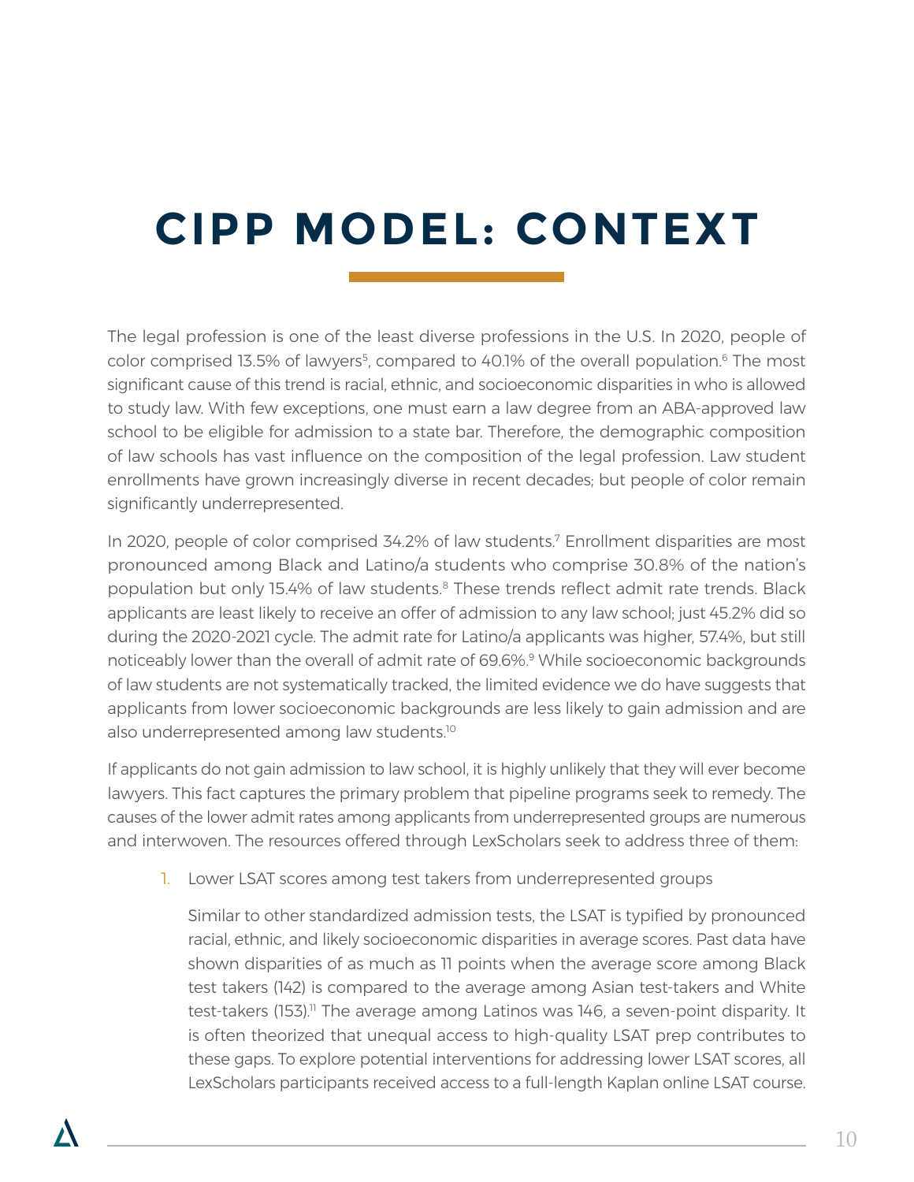# CIPP MODEL: CONTEXT

The legal profession is one of the least diverse professions in the U.S. In 2020, people of color comprised 13.5% of lawyers[5], compared to 40.1% of the overall population.[6] The most significant cause of this trend is racial, ethnic, and socioeconomic disparities in who is allowed to study law. With few exceptions, one must earn a law degree from an ABA-approved law school to be eligible for admission to a state bar. Therefore, the demographic composition of law schools has vast influence on the composition of the legal profession. Law student enrollments have grown increasingly diverse in recent decades; but people of color remain significantly underrepresented.

In 2020, people of color comprised 34.2% of law students.[7] Enrollment disparities are most pronounced among Black and Latino/a students who comprise 30.8% of the nation's population but only 15.4% of law students.[8] These trends reflect admit rate trends. Black applicants are least likely to receive an offer of admission to any law school; just 45.2% did so during the 2020-2021 cycle. The admit rate for Latino/a applicants was higher, 57.4%, but still noticeably lower than the overall of admit rate of 69.6%.[9] While socioeconomic backgrounds of law students are not systematically tracked, the limited evidence we do have suggests that applicants from lower socioeconomic backgrounds are less likely to gain admission and are also underrepresented among law students.[10]

If applicants do not gain admission to law school, it is highly unlikely that they will ever become lawyers. This fact captures the primary problem that pipeline programs seek to remedy. The causes of the lower admit rates among applicants from underrepresented groups are numerous and interwoven. The resources offered through LexScholars seek to address three of them:

1. Lower LSAT scores among test takers from underrepresented groups

   Similar to other standardized admission tests, the LSAT is typified by pronounced racial, ethnic, and likely socioeconomic disparities in average scores. Past data have shown disparities of as much as 11 points when the average score among Black test takers (142) is compared to the average among Asian test-takers and White test-takers (153).[11] The average among Latinos was 146, a seven-point disparity. It is often theorized that unequal access to high-quality LSAT prep contributes to these gaps. To explore potential interventions for addressing lower LSAT scores, all LexScholars participants received access to a full-length Kaplan online LSAT course.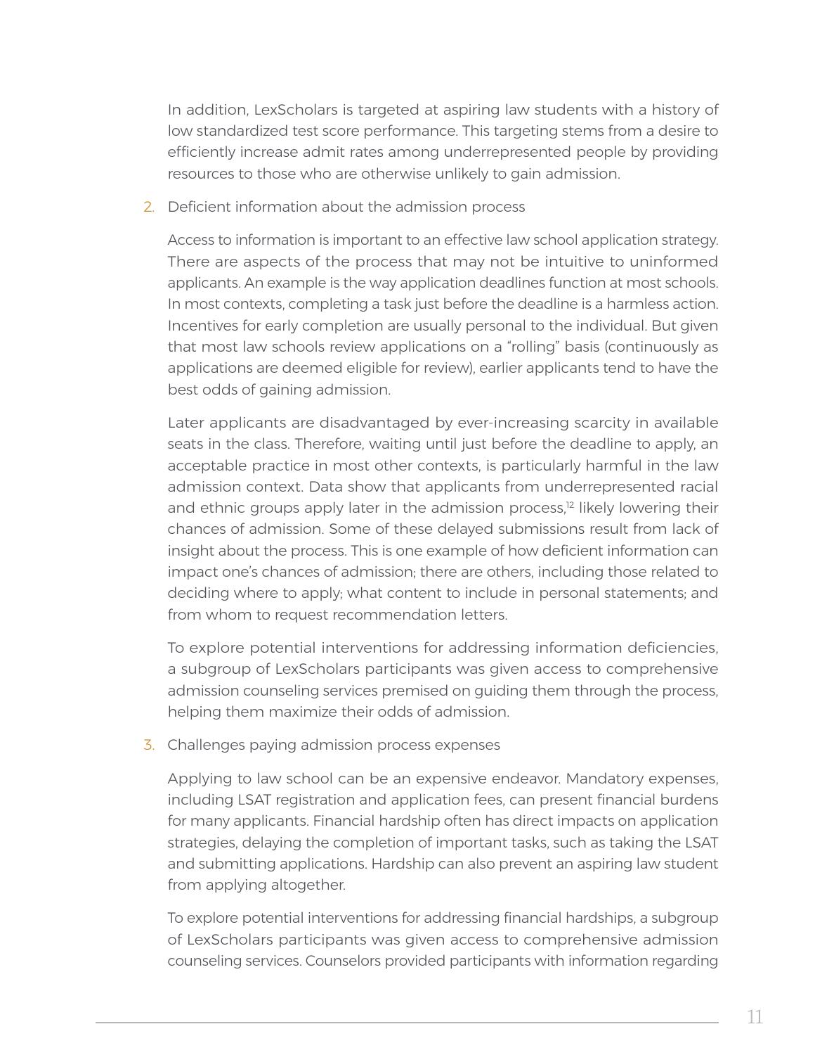In addition, LexScholars is targeted at aspiring law students with a history of low standardized test score performance. This targeting stems from a desire to efficiently increase admit rates among underrepresented people by providing resources to those who are otherwise unlikely to gain admission.

2. Deficient information about the admission process

   Access to information is important to an effective law school application strategy. There are aspects of the process that may not be intuitive to uninformed applicants. An example is the way application deadlines function at most schools. In most contexts, completing a task just before the deadline is a harmless action. Incentives for early completion are usually personal to the individual. But given that most law schools review applications on a "rolling" basis (continuously as applications are deemed eligible for review), earlier applicants tend to have the best odds of gaining admission.

   Later applicants are disadvantaged by ever-increasing scarcity in available seats in the class. Therefore, waiting until just before the deadline to apply, an acceptable practice in most other contexts, is particularly harmful in the law admission context. Data show that applicants from underrepresented racial and ethnic groups apply later in the admission process,[12] likely lowering their chances of admission. Some of these delayed submissions result from lack of insight about the process. This is one example of how deficient information can impact one's chances of admission; there are others, including those related to deciding where to apply; what content to include in personal statements; and from whom to request recommendation letters.

   To explore potential interventions for addressing information deficiencies, a subgroup of LexScholars participants was given access to comprehensive admission counseling services premised on guiding them through the process, helping them maximize their odds of admission.

3. Challenges paying admission process expenses

   Applying to law school can be an expensive endeavor. Mandatory expenses, including LSAT registration and application fees, can present financial burdens for many applicants. Financial hardship often has direct impacts on application strategies, delaying the completion of important tasks, such as taking the LSAT and submitting applications. Hardship can also prevent an aspiring law student from applying altogether.

   To explore potential interventions for addressing financial hardships, a subgroup of LexScholars participants was given access to comprehensive admission counseling services. Counselors provided participants with information regarding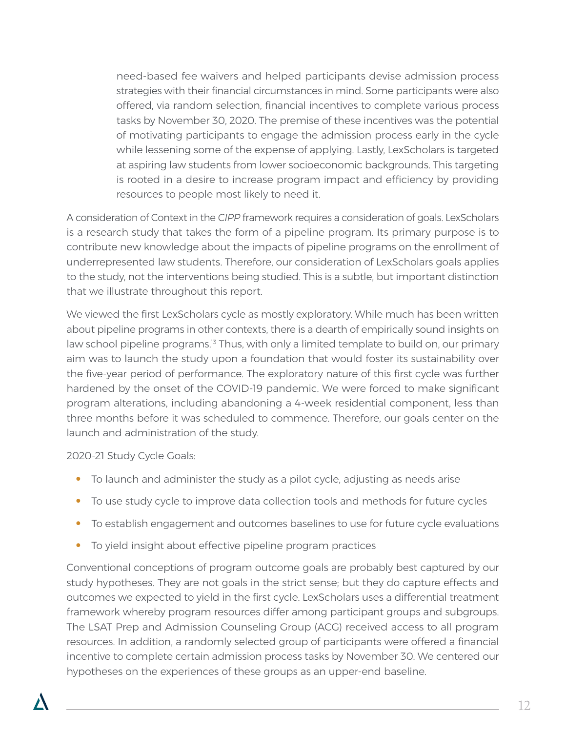need-based fee waivers and helped participants devise admission process strategies with their financial circumstances in mind. Some participants were also offered, via random selection, financial incentives to complete various process tasks by November 30, 2020. The premise of these incentives was the potential of motivating participants to engage the admission process early in the cycle while lessening some of the expense of applying. Lastly, LexScholars is targeted at aspiring law students from lower socioeconomic backgrounds. This targeting is rooted in a desire to increase program impact and efficiency by providing resources to people most likely to need it.

A consideration of Context in the *CIPP* framework requires a consideration of goals. LexScholars is a research study that takes the form of a pipeline program. Its primary purpose is to contribute new knowledge about the impacts of pipeline programs on the enrollment of underrepresented law students. Therefore, our consideration of LexScholars goals applies to the study, not the interventions being studied. This is a subtle, but important distinction that we illustrate throughout this report.

We viewed the first LexScholars cycle as mostly exploratory. While much has been written about pipeline programs in other contexts, there is a dearth of empirically sound insights on law school pipeline programs.[13] Thus, with only a limited template to build on, our primary aim was to launch the study upon a foundation that would foster its sustainability over the five-year period of performance. The exploratory nature of this first cycle was further hardened by the onset of the COVID-19 pandemic. We were forced to make significant program alterations, including abandoning a 4-week residential component, less than three months before it was scheduled to commence. Therefore, our goals center on the launch and administration of the study.

2020-21 Study Cycle Goals:

- To launch and administer the study as a pilot cycle, adjusting as needs arise
- To use study cycle to improve data collection tools and methods for future cycles
- To establish engagement and outcomes baselines to use for future cycle evaluations
- To yield insight about effective pipeline program practices

Conventional conceptions of program outcome goals are probably best captured by our study hypotheses. They are not goals in the strict sense; but they do capture effects and outcomes we expected to yield in the first cycle. LexScholars uses a differential treatment framework whereby program resources differ among participant groups and subgroups. The LSAT Prep and Admission Counseling Group (ACG) received access to all program resources. In addition, a randomly selected group of participants were offered a financial incentive to complete certain admission process tasks by November 30. We centered our hypotheses on the experiences of these groups as an upper-end baseline.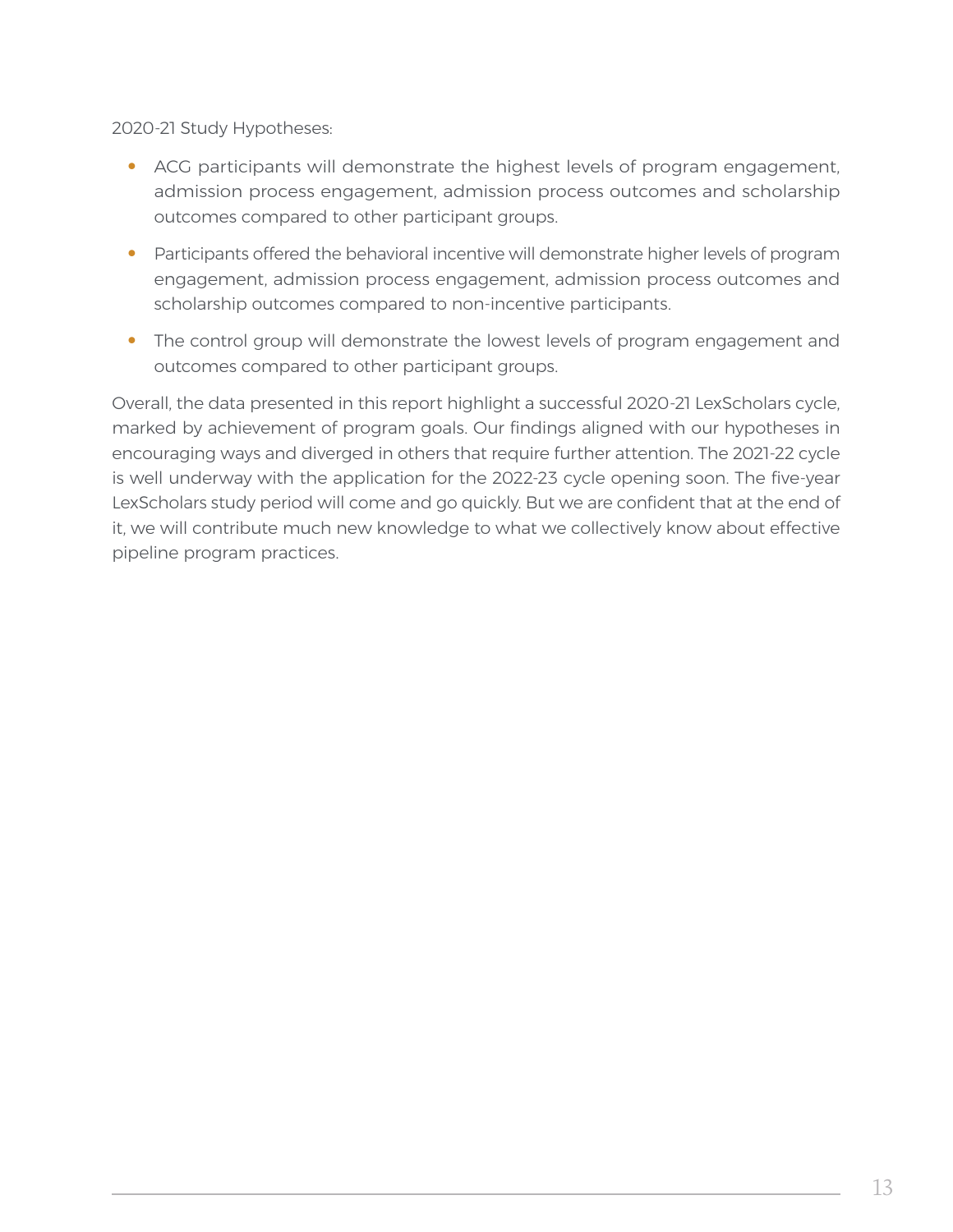2020-21 Study Hypotheses:

- ACG participants will demonstrate the highest levels of program engagement, admission process engagement, admission process outcomes and scholarship outcomes compared to other participant groups.
- Participants offered the behavioral incentive will demonstrate higher levels of program engagement, admission process engagement, admission process outcomes and scholarship outcomes compared to non-incentive participants.
- The control group will demonstrate the lowest levels of program engagement and outcomes compared to other participant groups.

Overall, the data presented in this report highlight a successful 2020-21 LexScholars cycle, marked by achievement of program goals. Our findings aligned with our hypotheses in encouraging ways and diverged in others that require further attention. The 2021-22 cycle is well underway with the application for the 2022-23 cycle opening soon. The five-year LexScholars study period will come and go quickly. But we are confident that at the end of it, we will contribute much new knowledge to what we collectively know about effective pipeline program practices.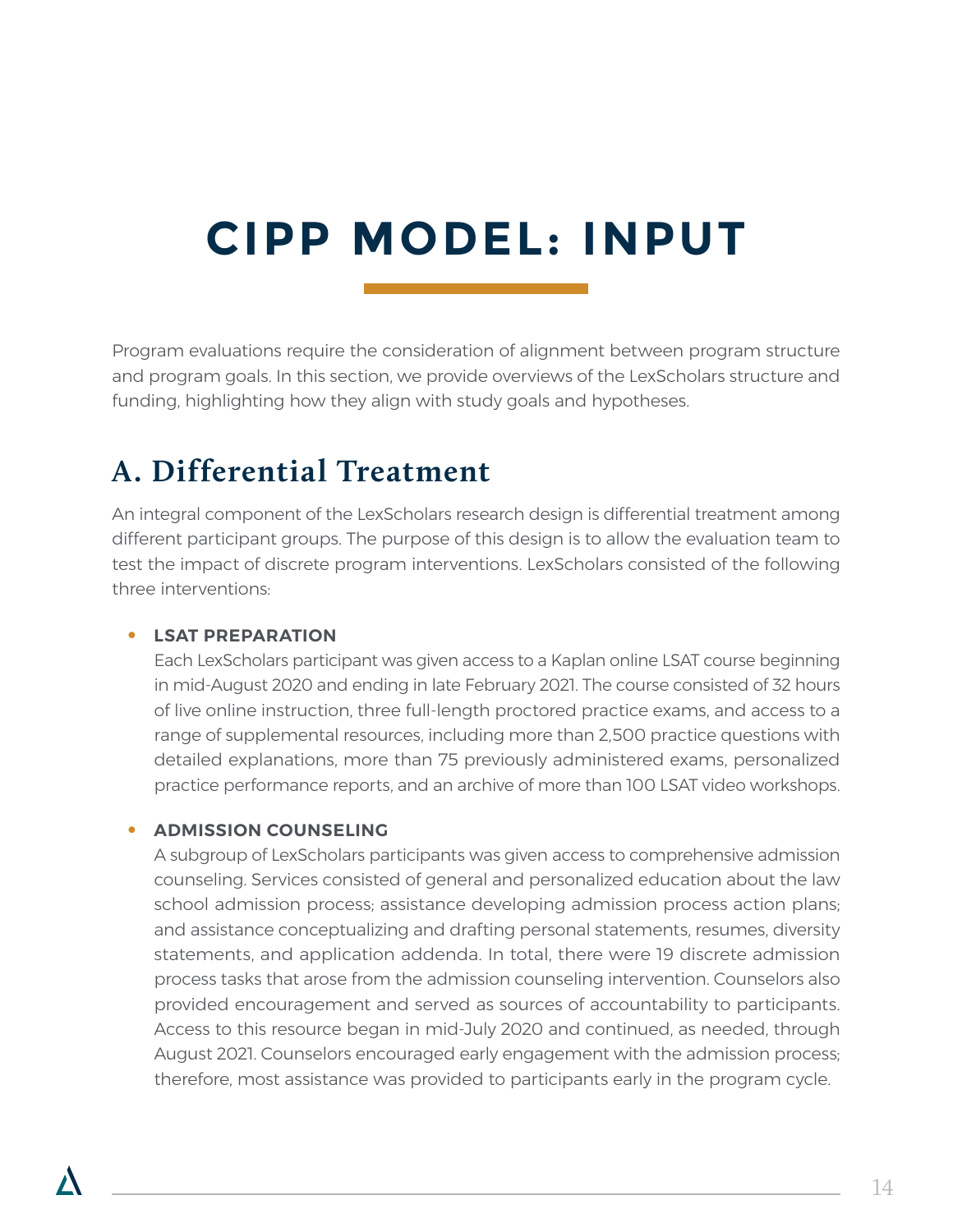# CIPP MODEL: INPUT

Program evaluations require the consideration of alignment between program structure and program goals. In this section, we provide overviews of the LexScholars structure and funding, highlighting how they align with study goals and hypotheses.

## A. Differential Treatment

An integral component of the LexScholars research design is differential treatment among different participant groups. The purpose of this design is to allow the evaluation team to test the impact of discrete program interventions. LexScholars consisted of the following three interventions:

- **LSAT PREPARATION**
  Each LexScholars participant was given access to a Kaplan online LSAT course beginning in mid-August 2020 and ending in late February 2021. The course consisted of 32 hours of live online instruction, three full-length proctored practice exams, and access to a range of supplemental resources, including more than 2,500 practice questions with detailed explanations, more than 75 previously administered exams, personalized practice performance reports, and an archive of more than 100 LSAT video workshops.

- **ADMISSION COUNSELING**
  A subgroup of LexScholars participants was given access to comprehensive admission counseling. Services consisted of general and personalized education about the law school admission process; assistance developing admission process action plans; and assistance conceptualizing and drafting personal statements, resumes, diversity statements, and application addenda. In total, there were 19 discrete admission process tasks that arose from the admission counseling intervention. Counselors also provided encouragement and served as sources of accountability to participants. Access to this resource began in mid-July 2020 and continued, as needed, through August 2021. Counselors encouraged early engagement with the admission process; therefore, most assistance was provided to participants early in the program cycle.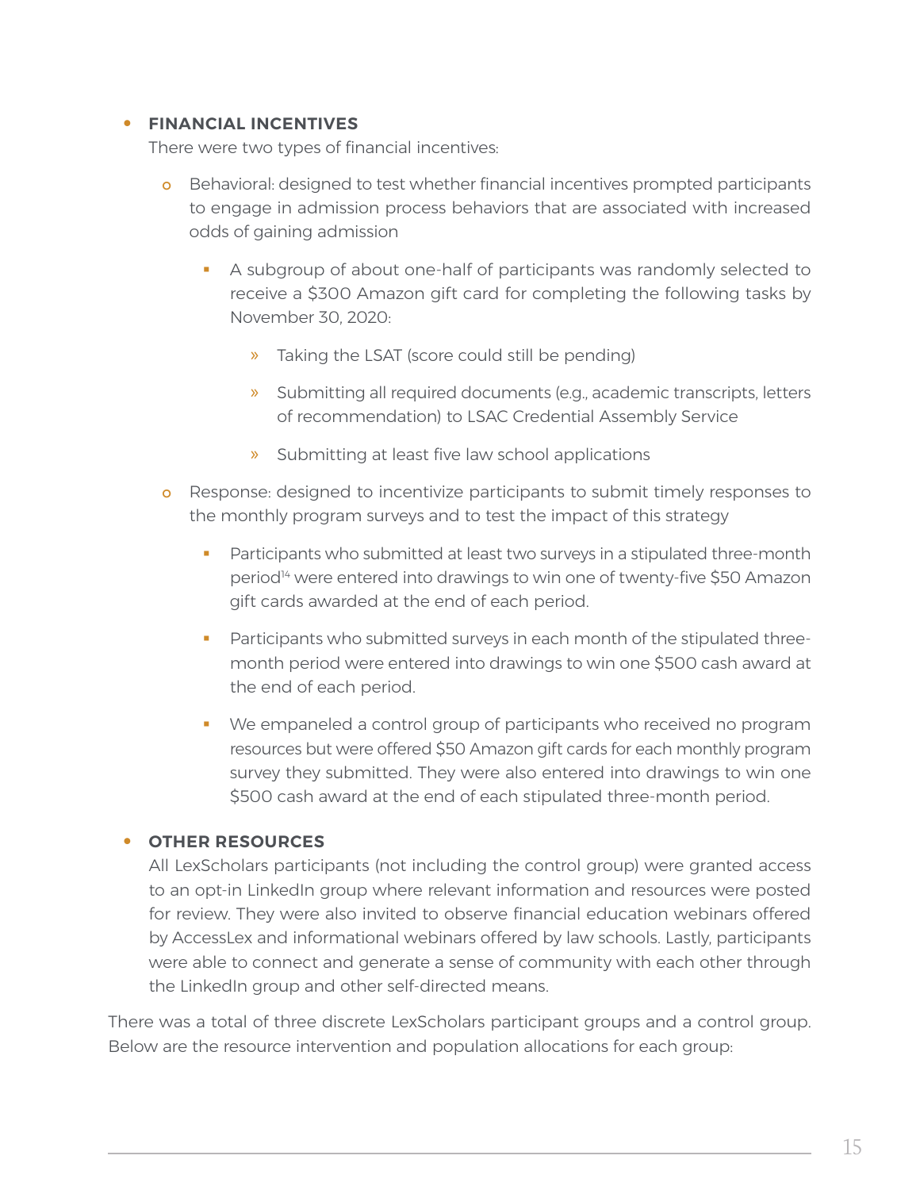- **FINANCIAL INCENTIVES**
  There were two types of financial incentives:
  - Behavioral: designed to test whether financial incentives prompted participants to engage in admission process behaviors that are associated with increased odds of gaining admission
    - A subgroup of about one-half of participants was randomly selected to receive a $300 Amazon gift card for completing the following tasks by November 30, 2020:
      - Taking the LSAT (score could still be pending)
      - Submitting all required documents (e.g., academic transcripts, letters of recommendation) to LSAC Credential Assembly Service
      - Submitting at least five law school applications
  - Response: designed to incentivize participants to submit timely responses to the monthly program surveys and to test the impact of this strategy
    - Participants who submitted at least two surveys in a stipulated three-month period[14] were entered into drawings to win one of twenty-five $50 Amazon gift cards awarded at the end of each period.
    - Participants who submitted surveys in each month of the stipulated three-month period were entered into drawings to win one $500 cash award at the end of each period.
    - We empaneled a control group of participants who received no program resources but were offered $50 Amazon gift cards for each monthly program survey they submitted. They were also entered into drawings to win one $500 cash award at the end of each stipulated three-month period.
- **OTHER RESOURCES**
  All LexScholars participants (not including the control group) were granted access to an opt-in LinkedIn group where relevant information and resources were posted for review. They were also invited to observe financial education webinars offered by AccessLex and informational webinars offered by law schools. Lastly, participants were able to connect and generate a sense of community with each other through the LinkedIn group and other self-directed means.

There was a total of three discrete LexScholars participant groups and a control group. Below are the resource intervention and population allocations for each group: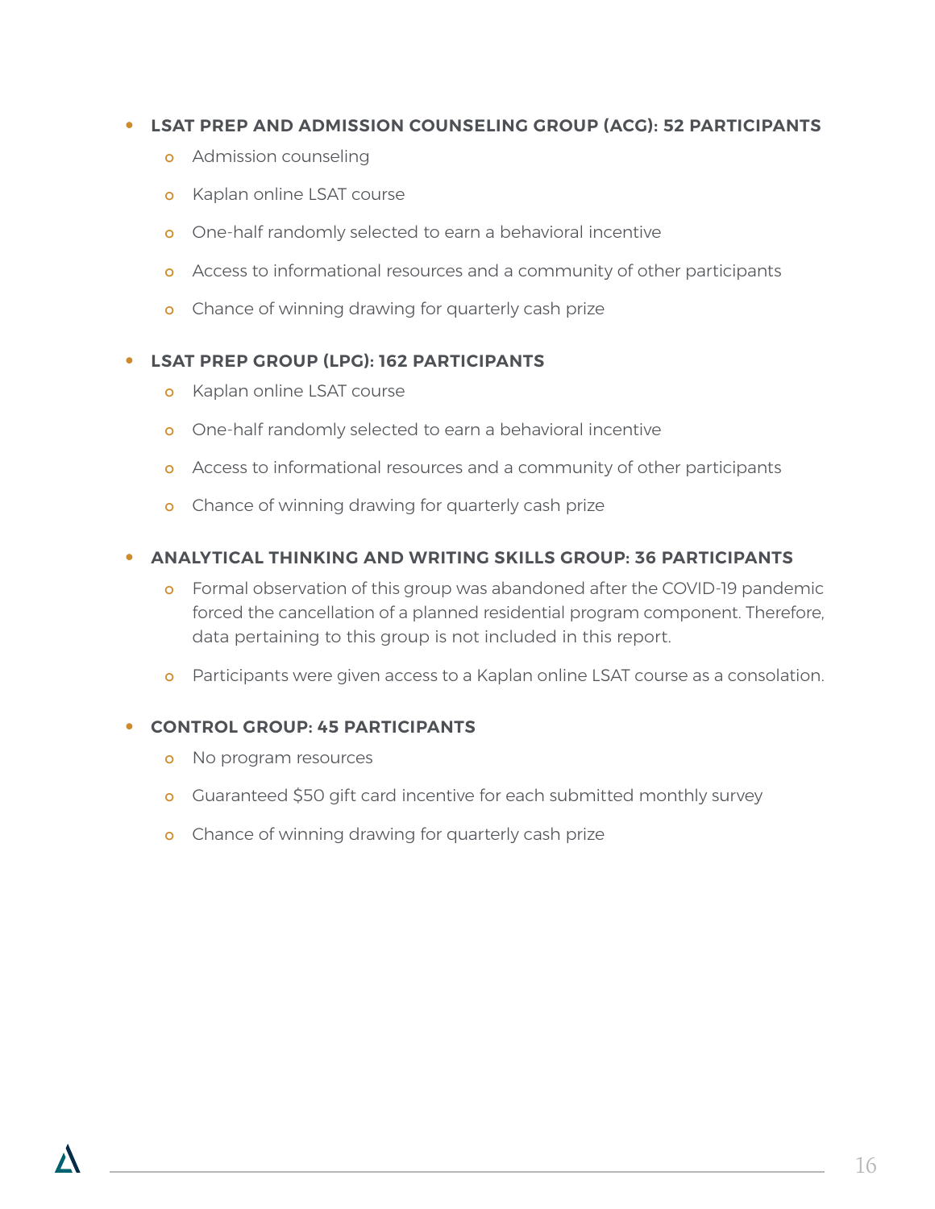- **LSAT PREP AND ADMISSION COUNSELING GROUP (ACG): 52 PARTICIPANTS**
    - Admission counseling
    - Kaplan online LSAT course
    - One-half randomly selected to earn a behavioral incentive
    - Access to informational resources and a community of other participants
    - Chance of winning drawing for quarterly cash prize

- **LSAT PREP GROUP (LPG): 162 PARTICIPANTS**
    - Kaplan online LSAT course
    - One-half randomly selected to earn a behavioral incentive
    - Access to informational resources and a community of other participants
    - Chance of winning drawing for quarterly cash prize

- **ANALYTICAL THINKING AND WRITING SKILLS GROUP: 36 PARTICIPANTS**
    - Formal observation of this group was abandoned after the COVID-19 pandemic forced the cancellation of a planned residential program component. Therefore, data pertaining to this group is not included in this report.
    - Participants were given access to a Kaplan online LSAT course as a consolation.

- **CONTROL GROUP: 45 PARTICIPANTS**
    - No program resources
    - Guaranteed $50 gift card incentive for each submitted monthly survey
    - Chance of winning drawing for quarterly cash prize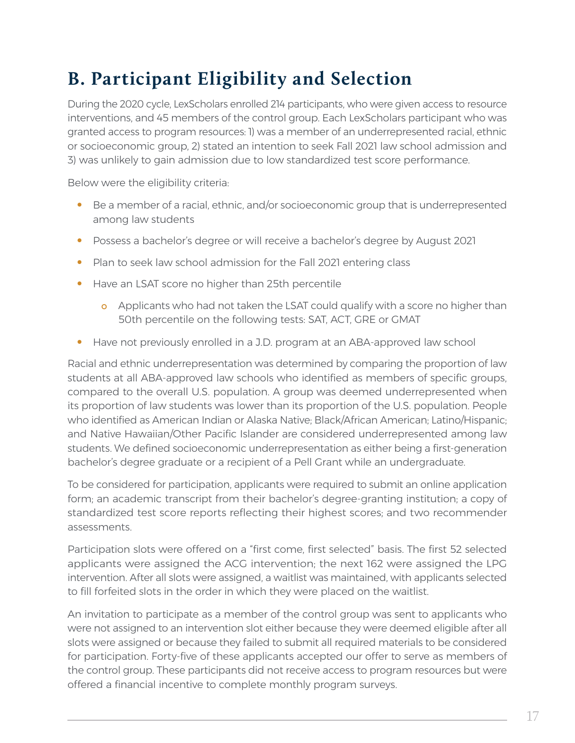## B. Participant Eligibility and Selection

During the 2020 cycle, LexScholars enrolled 214 participants, who were given access to resource interventions, and 45 members of the control group. Each LexScholars participant who was granted access to program resources: 1) was a member of an underrepresented racial, ethnic or socioeconomic group, 2) stated an intention to seek Fall 2021 law school admission and 3) was unlikely to gain admission due to low standardized test score performance.

Below were the eligibility criteria:

- Be a member of a racial, ethnic, and/or socioeconomic group that is underrepresented among law students
- Possess a bachelor's degree or will receive a bachelor's degree by August 2021
- Plan to seek law school admission for the Fall 2021 entering class
- Have an LSAT score no higher than 25th percentile
  - Applicants who had not taken the LSAT could qualify with a score no higher than 50th percentile on the following tests: SAT, ACT, GRE or GMAT
- Have not previously enrolled in a J.D. program at an ABA-approved law school

Racial and ethnic underrepresentation was determined by comparing the proportion of law students at all ABA-approved law schools who identified as members of specific groups, compared to the overall U.S. population. A group was deemed underrepresented when its proportion of law students was lower than its proportion of the U.S. population. People who identified as American Indian or Alaska Native; Black/African American; Latino/Hispanic; and Native Hawaiian/Other Pacific Islander are considered underrepresented among law students. We defined socioeconomic underrepresentation as either being a first-generation bachelor's degree graduate or a recipient of a Pell Grant while an undergraduate.

To be considered for participation, applicants were required to submit an online application form; an academic transcript from their bachelor's degree-granting institution; a copy of standardized test score reports reflecting their highest scores; and two recommender assessments.

Participation slots were offered on a "first come, first selected" basis. The first 52 selected applicants were assigned the ACG intervention; the next 162 were assigned the LPG intervention. After all slots were assigned, a waitlist was maintained, with applicants selected to fill forfeited slots in the order in which they were placed on the waitlist.

An invitation to participate as a member of the control group was sent to applicants who were not assigned to an intervention slot either because they were deemed eligible after all slots were assigned or because they failed to submit all required materials to be considered for participation. Forty-five of these applicants accepted our offer to serve as members of the control group. These participants did not receive access to program resources but were offered a financial incentive to complete monthly program surveys.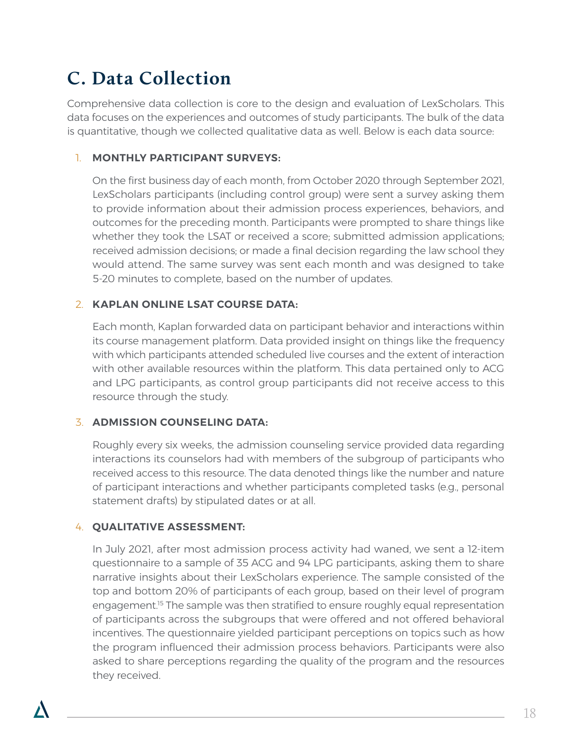## C. Data Collection

Comprehensive data collection is core to the design and evaluation of LexScholars. This data focuses on the experiences and outcomes of study participants. The bulk of the data is quantitative, though we collected qualitative data as well. Below is each data source:

1. **MONTHLY PARTICIPANT SURVEYS:**

   On the first business day of each month, from October 2020 through September 2021, LexScholars participants (including control group) were sent a survey asking them to provide information about their admission process experiences, behaviors, and outcomes for the preceding month. Participants were prompted to share things like whether they took the LSAT or received a score; submitted admission applications; received admission decisions; or made a final decision regarding the law school they would attend. The same survey was sent each month and was designed to take 5-20 minutes to complete, based on the number of updates.

2. **KAPLAN ONLINE LSAT COURSE DATA:**

   Each month, Kaplan forwarded data on participant behavior and interactions within its course management platform. Data provided insight on things like the frequency with which participants attended scheduled live courses and the extent of interaction with other available resources within the platform. This data pertained only to ACG and LPG participants, as control group participants did not receive access to this resource through the study.

3. **ADMISSION COUNSELING DATA:**

   Roughly every six weeks, the admission counseling service provided data regarding interactions its counselors had with members of the subgroup of participants who received access to this resource. The data denoted things like the number and nature of participant interactions and whether participants completed tasks (e.g., personal statement drafts) by stipulated dates or at all.

4. **QUALITATIVE ASSESSMENT:**

   In July 2021, after most admission process activity had waned, we sent a 12-item questionnaire to a sample of 35 ACG and 94 LPG participants, asking them to share narrative insights about their LexScholars experience. The sample consisted of the top and bottom 20% of participants of each group, based on their level of program engagement.[15] The sample was then stratified to ensure roughly equal representation of participants across the subgroups that were offered and not offered behavioral incentives. The questionnaire yielded participant perceptions on topics such as how the program influenced their admission process behaviors. Participants were also asked to share perceptions regarding the quality of the program and the resources they received.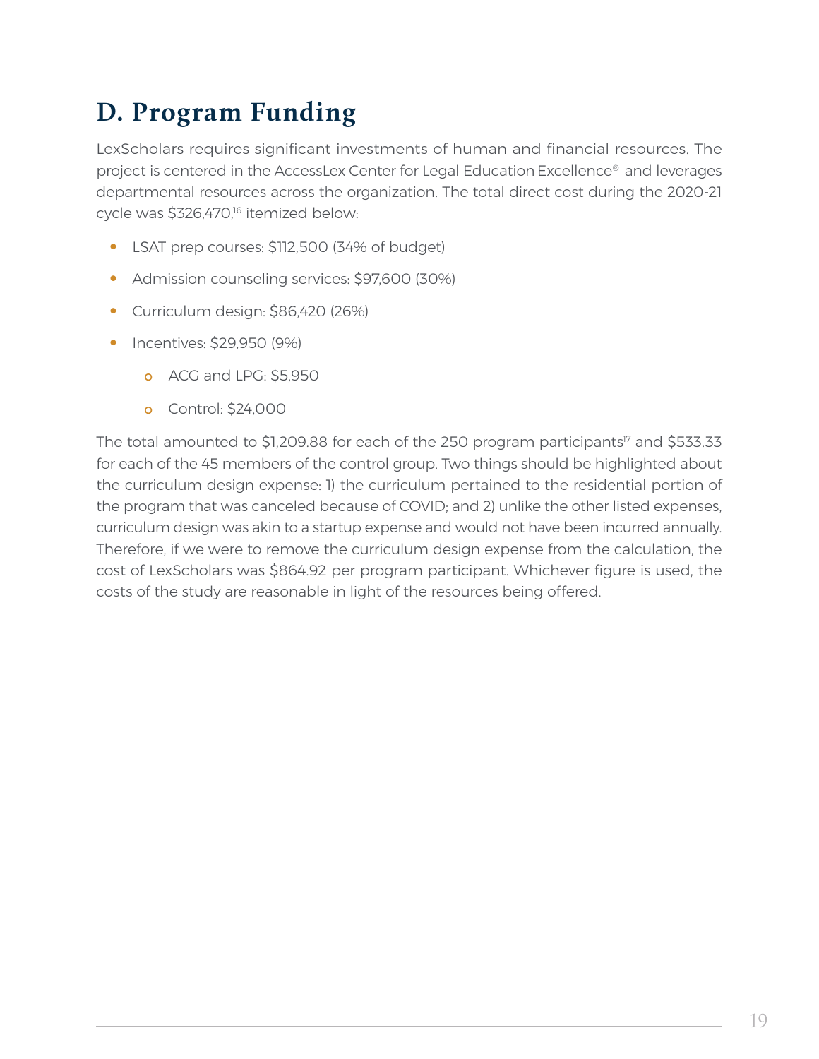## D. Program Funding

LexScholars requires significant investments of human and financial resources. The project is centered in the AccessLex Center for Legal Education Excellence® and leverages departmental resources across the organization. The total direct cost during the 2020-21 cycle was $326,470,[16] itemized below:

- LSAT prep courses: $112,500 (34% of budget)
- Admission counseling services: $97,600 (30%)
- Curriculum design: $86,420 (26%)
- Incentives: $29,950 (9%)
  - ACG and LPG: $5,950
  - Control: $24,000

The total amounted to $1,209.88 for each of the 250 program participants[17] and $533.33 for each of the 45 members of the control group. Two things should be highlighted about the curriculum design expense: 1) the curriculum pertained to the residential portion of the program that was canceled because of COVID; and 2) unlike the other listed expenses, curriculum design was akin to a startup expense and would not have been incurred annually. Therefore, if we were to remove the curriculum design expense from the calculation, the cost of LexScholars was $864.92 per program participant. Whichever figure is used, the costs of the study are reasonable in light of the resources being offered.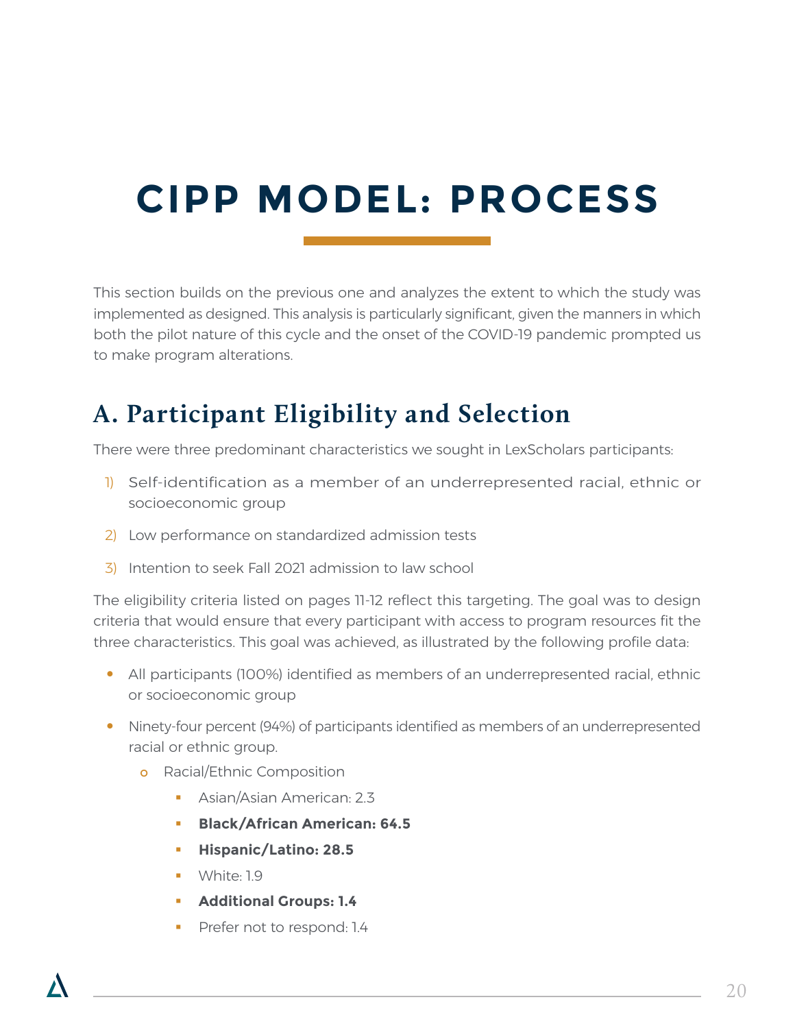# CIPP MODEL: PROCESS

This section builds on the previous one and analyzes the extent to which the study was implemented as designed. This analysis is particularly significant, given the manners in which both the pilot nature of this cycle and the onset of the COVID-19 pandemic prompted us to make program alterations.

## A. Participant Eligibility and Selection

There were three predominant characteristics we sought in LexScholars participants:

1) Self-identification as a member of an underrepresented racial, ethnic or socioeconomic group
2) Low performance on standardized admission tests
3) Intention to seek Fall 2021 admission to law school

The eligibility criteria listed on pages 11-12 reflect this targeting. The goal was to design criteria that would ensure that every participant with access to program resources fit the three characteristics. This goal was achieved, as illustrated by the following profile data:

- All participants (100%) identified as members of an underrepresented racial, ethnic or socioeconomic group
- Ninety-four percent (94%) of participants identified as members of an underrepresented racial or ethnic group.
    - Racial/Ethnic Composition
        - Asian/Asian American: 2.3
        - **Black/African American: 64.5**
        - **Hispanic/Latino: 28.5**
        - White: 1.9
        - **Additional Groups: 1.4**
        - Prefer not to respond: 1.4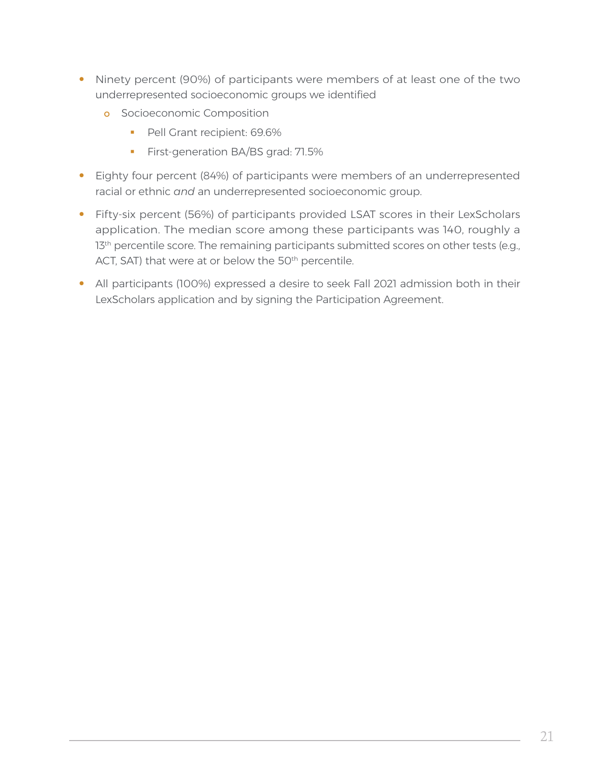- Ninety percent (90%) of participants were members of at least one of the two underrepresented socioeconomic groups we identified
    - Socioeconomic Composition
        - Pell Grant recipient: 69.6%
        - First-generation BA/BS grad: 71.5%
- Eighty four percent (84%) of participants were members of an underrepresented racial or ethnic *and* an underrepresented socioeconomic group.
- Fifty-six percent (56%) of participants provided LSAT scores in their LexScholars application. The median score among these participants was 140, roughly a 13th percentile score. The remaining participants submitted scores on other tests (e.g., ACT, SAT) that were at or below the 50th percentile.
- All participants (100%) expressed a desire to seek Fall 2021 admission both in their LexScholars application and by signing the Participation Agreement.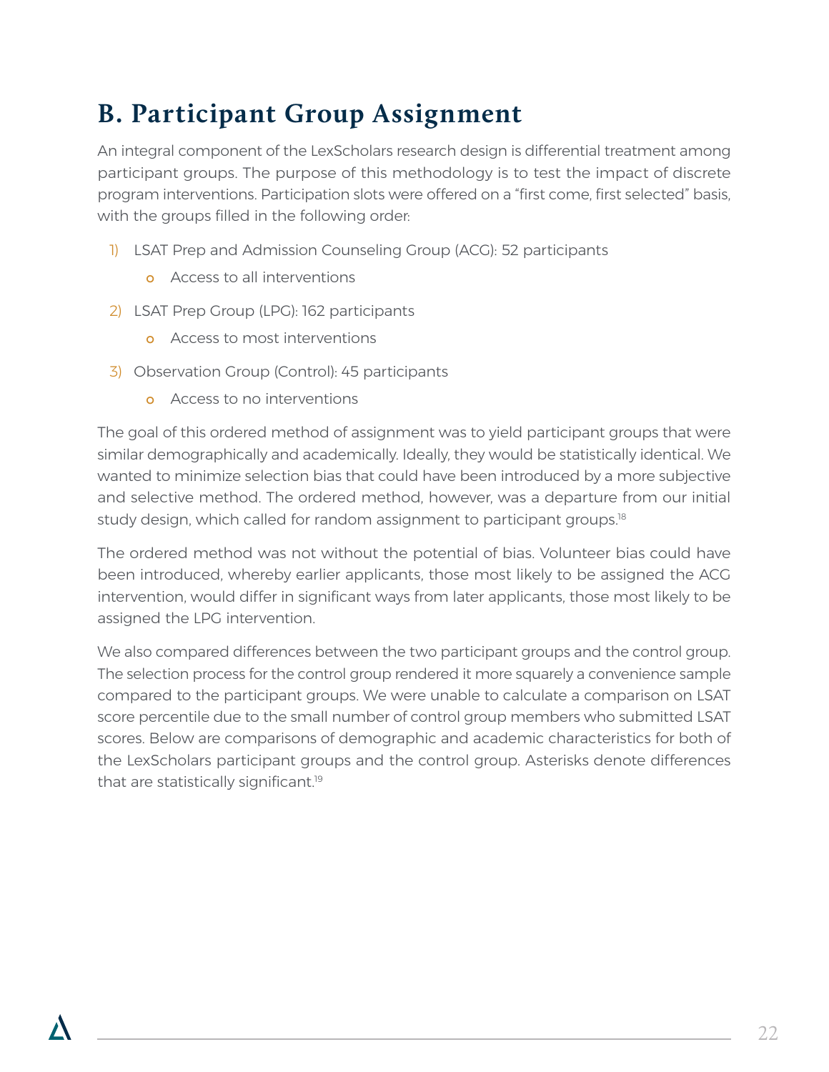## B. Participant Group Assignment

An integral component of the LexScholars research design is differential treatment among participant groups. The purpose of this methodology is to test the impact of discrete program interventions. Participation slots were offered on a "first come, first selected" basis, with the groups filled in the following order:

1) LSAT Prep and Admission Counseling Group (ACG): 52 participants
   - Access to all interventions
2) LSAT Prep Group (LPG): 162 participants
   - Access to most interventions
3) Observation Group (Control): 45 participants
   - Access to no interventions

The goal of this ordered method of assignment was to yield participant groups that were similar demographically and academically. Ideally, they would be statistically identical. We wanted to minimize selection bias that could have been introduced by a more subjective and selective method. The ordered method, however, was a departure from our initial study design, which called for random assignment to participant groups.[18]

The ordered method was not without the potential of bias. Volunteer bias could have been introduced, whereby earlier applicants, those most likely to be assigned the ACG intervention, would differ in significant ways from later applicants, those most likely to be assigned the LPG intervention.

We also compared differences between the two participant groups and the control group. The selection process for the control group rendered it more squarely a convenience sample compared to the participant groups. We were unable to calculate a comparison on LSAT score percentile due to the small number of control group members who submitted LSAT scores. Below are comparisons of demographic and academic characteristics for both of the LexScholars participant groups and the control group. Asterisks denote differences that are statistically significant.[19]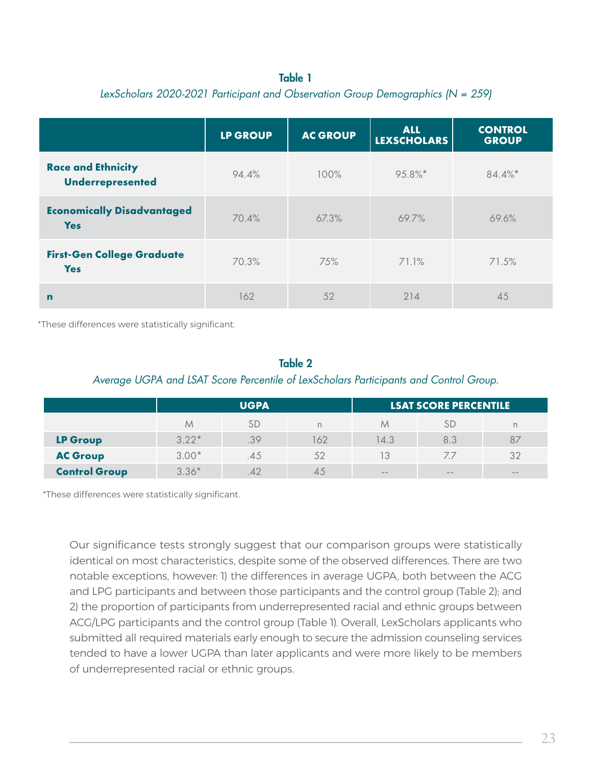**Table 1**

*LexScholars 2020-2021 Participant and Observation Group Demographics (N = 259)*

| | LP GROUP | AC GROUP | ALL LEXSCHOLARS | CONTROL GROUP |
|---|---|---|---|---|
| **Race and Ethnicity Underrepresented** | 94.4% | 100% | 95.8%* | 84.4%* |
| **Economically Disadvantaged Yes** | 70.4% | 67.3% | 69.7% | 69.6% |
| **First-Gen College Graduate Yes** | 70.3% | 75% | 71.1% | 71.5% |
| **n** | 162 | 52 | 214 | 45 |

*These differences were statistically significant.

**Table 2**

*Average UGPA and LSAT Score Percentile of LexScholars Participants and Control Group.*

| | UGPA | | | LSAT SCORE PERCENTILE | | |
|---|---|---|---|---|---|---|
| | M | SD | n | M | SD | n |
| **LP Group** | 3.22* | .39 | 162 | 14.3 | 8.3 | 87 |
| **AC Group** | 3.00* | .45 | 52 | 13 | 7.7 | 32 |
| **Control Group** | 3.36* | .42 | 45 | -- | -- | -- |

*These differences were statistically significant.

Our significance tests strongly suggest that our comparison groups were statistically identical on most characteristics, despite some of the observed differences. There are two notable exceptions, however: 1) the differences in average UGPA, both between the ACG and LPG participants and between those participants and the control group (Table 2); and 2) the proportion of participants from underrepresented racial and ethnic groups between ACG/LPG participants and the control group (Table 1). Overall, LexScholars applicants who submitted all required materials early enough to secure the admission counseling services tended to have a lower UGPA than later applicants and were more likely to be members of underrepresented racial or ethnic groups.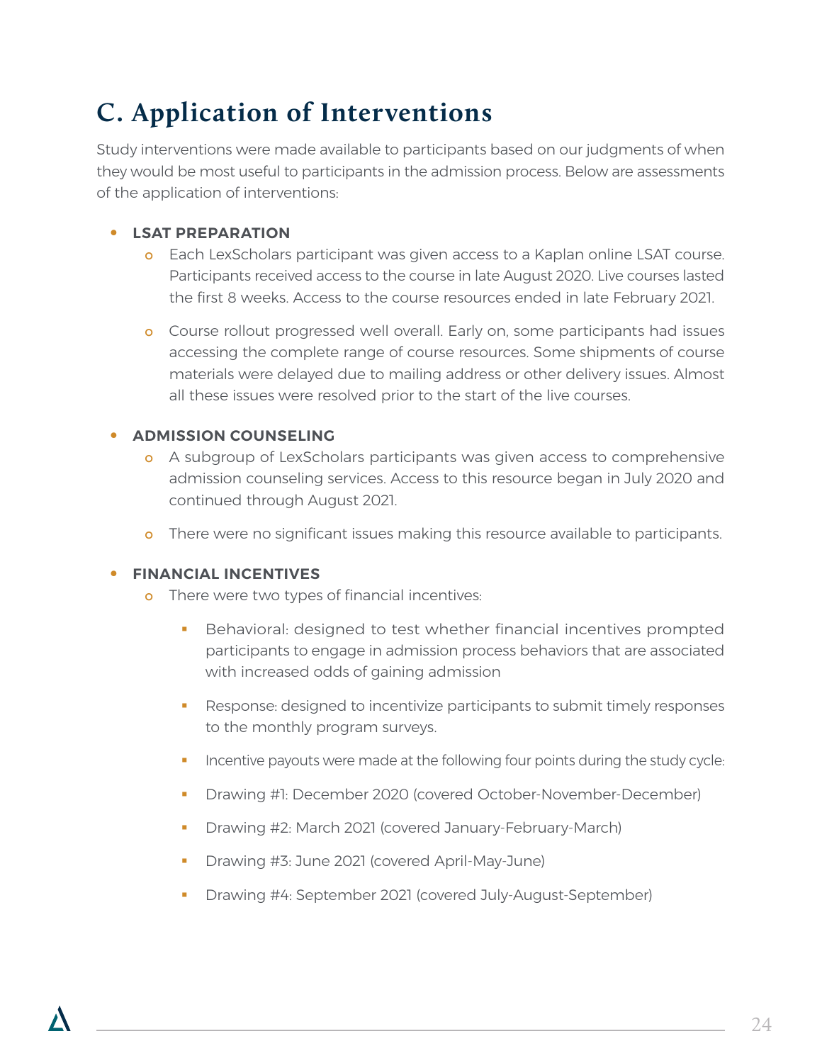## C. Application of Interventions

Study interventions were made available to participants based on our judgments of when they would be most useful to participants in the admission process. Below are assessments of the application of interventions:

- **LSAT PREPARATION**
  - Each LexScholars participant was given access to a Kaplan online LSAT course. Participants received access to the course in late August 2020. Live courses lasted the first 8 weeks. Access to the course resources ended in late February 2021.
  - Course rollout progressed well overall. Early on, some participants had issues accessing the complete range of course resources. Some shipments of course materials were delayed due to mailing address or other delivery issues. Almost all these issues were resolved prior to the start of the live courses.

- **ADMISSION COUNSELING**
  - A subgroup of LexScholars participants was given access to comprehensive admission counseling services. Access to this resource began in July 2020 and continued through August 2021.
  - There were no significant issues making this resource available to participants.

- **FINANCIAL INCENTIVES**
  - There were two types of financial incentives:
    - Behavioral: designed to test whether financial incentives prompted participants to engage in admission process behaviors that are associated with increased odds of gaining admission
    - Response: designed to incentivize participants to submit timely responses to the monthly program surveys.
    - Incentive payouts were made at the following four points during the study cycle:
    - Drawing #1: December 2020 (covered October-November-December)
    - Drawing #2: March 2021 (covered January-February-March)
    - Drawing #3: June 2021 (covered April-May-June)
    - Drawing #4: September 2021 (covered July-August-September)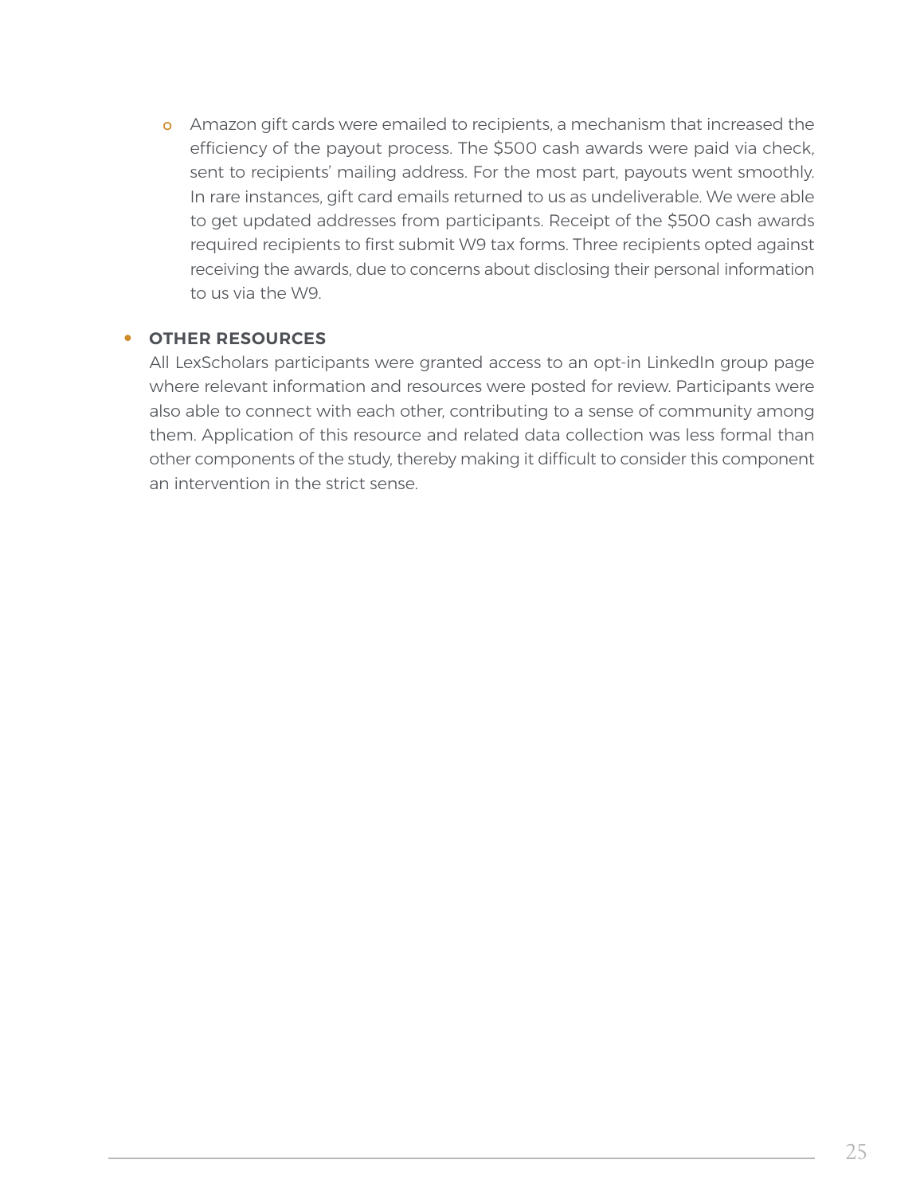- Amazon gift cards were emailed to recipients, a mechanism that increased the efficiency of the payout process. The $500 cash awards were paid via check, sent to recipients' mailing address. For the most part, payouts went smoothly. In rare instances, gift card emails returned to us as undeliverable. We were able to get updated addresses from participants. Receipt of the $500 cash awards required recipients to first submit W9 tax forms. Three recipients opted against receiving the awards, due to concerns about disclosing their personal information to us via the W9.

- **OTHER RESOURCES**
  All LexScholars participants were granted access to an opt-in LinkedIn group page where relevant information and resources were posted for review. Participants were also able to connect with each other, contributing to a sense of community among them. Application of this resource and related data collection was less formal than other components of the study, thereby making it difficult to consider this component an intervention in the strict sense.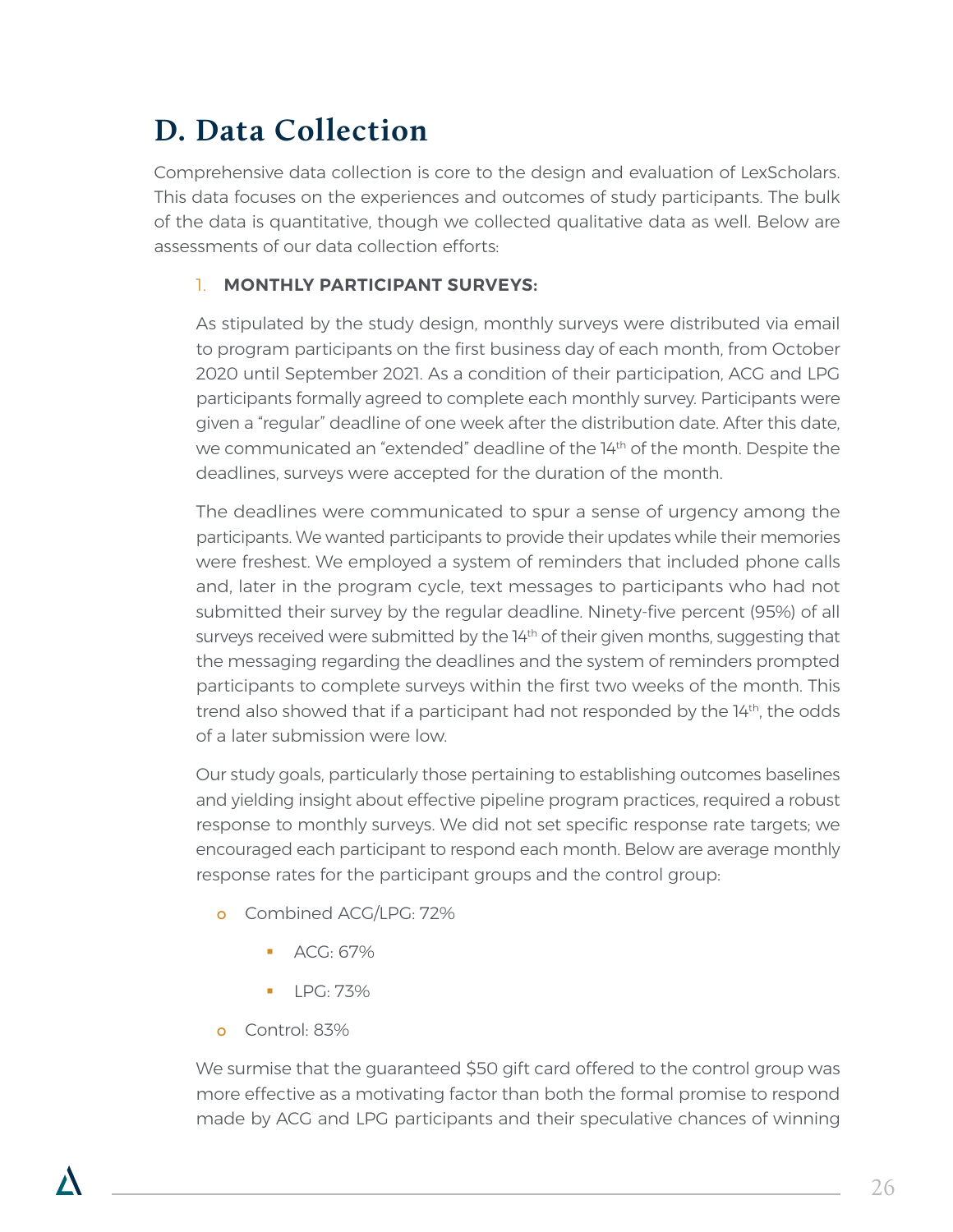# D. Data Collection

Comprehensive data collection is core to the design and evaluation of LexScholars. This data focuses on the experiences and outcomes of study participants. The bulk of the data is quantitative, though we collected qualitative data as well. Below are assessments of our data collection efforts:

1. **MONTHLY PARTICIPANT SURVEYS:**

   As stipulated by the study design, monthly surveys were distributed via email to program participants on the first business day of each month, from October 2020 until September 2021. As a condition of their participation, ACG and LPG participants formally agreed to complete each monthly survey. Participants were given a "regular" deadline of one week after the distribution date. After this date, we communicated an "extended" deadline of the 14th of the month. Despite the deadlines, surveys were accepted for the duration of the month.

   The deadlines were communicated to spur a sense of urgency among the participants. We wanted participants to provide their updates while their memories were freshest. We employed a system of reminders that included phone calls and, later in the program cycle, text messages to participants who had not submitted their survey by the regular deadline. Ninety-five percent (95%) of all surveys received were submitted by the 14th of their given months, suggesting that the messaging regarding the deadlines and the system of reminders prompted participants to complete surveys within the first two weeks of the month. This trend also showed that if a participant had not responded by the 14th, the odds of a later submission were low.

   Our study goals, particularly those pertaining to establishing outcomes baselines and yielding insight about effective pipeline program practices, required a robust response to monthly surveys. We did not set specific response rate targets; we encouraged each participant to respond each month. Below are average monthly response rates for the participant groups and the control group:

   - Combined ACG/LPG: 72%
     - ACG: 67%
     - LPG: 73%
   - Control: 83%

   We surmise that the guaranteed $50 gift card offered to the control group was more effective as a motivating factor than both the formal promise to respond made by ACG and LPG participants and their speculative chances of winning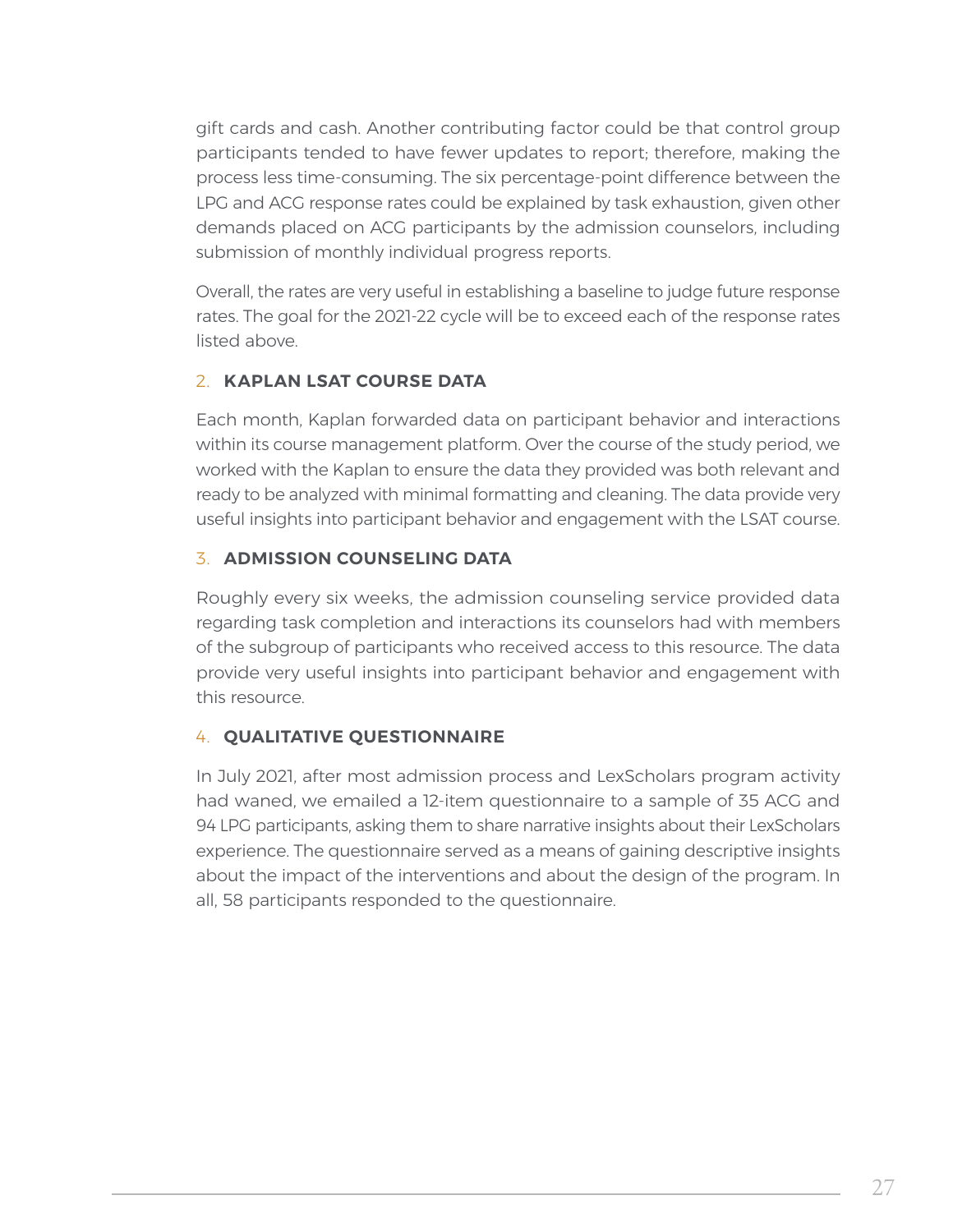gift cards and cash. Another contributing factor could be that control group participants tended to have fewer updates to report; therefore, making the process less time-consuming. The six percentage-point difference between the LPG and ACG response rates could be explained by task exhaustion, given other demands placed on ACG participants by the admission counselors, including submission of monthly individual progress reports.

Overall, the rates are very useful in establishing a baseline to judge future response rates. The goal for the 2021-22 cycle will be to exceed each of the response rates listed above.

### 2. KAPLAN LSAT COURSE DATA

Each month, Kaplan forwarded data on participant behavior and interactions within its course management platform. Over the course of the study period, we worked with the Kaplan to ensure the data they provided was both relevant and ready to be analyzed with minimal formatting and cleaning. The data provide very useful insights into participant behavior and engagement with the LSAT course.

### 3. ADMISSION COUNSELING DATA

Roughly every six weeks, the admission counseling service provided data regarding task completion and interactions its counselors had with members of the subgroup of participants who received access to this resource. The data provide very useful insights into participant behavior and engagement with this resource.

### 4. QUALITATIVE QUESTIONNAIRE

In July 2021, after most admission process and LexScholars program activity had waned, we emailed a 12-item questionnaire to a sample of 35 ACG and 94 LPG participants, asking them to share narrative insights about their LexScholars experience. The questionnaire served as a means of gaining descriptive insights about the impact of the interventions and about the design of the program. In all, 58 participants responded to the questionnaire.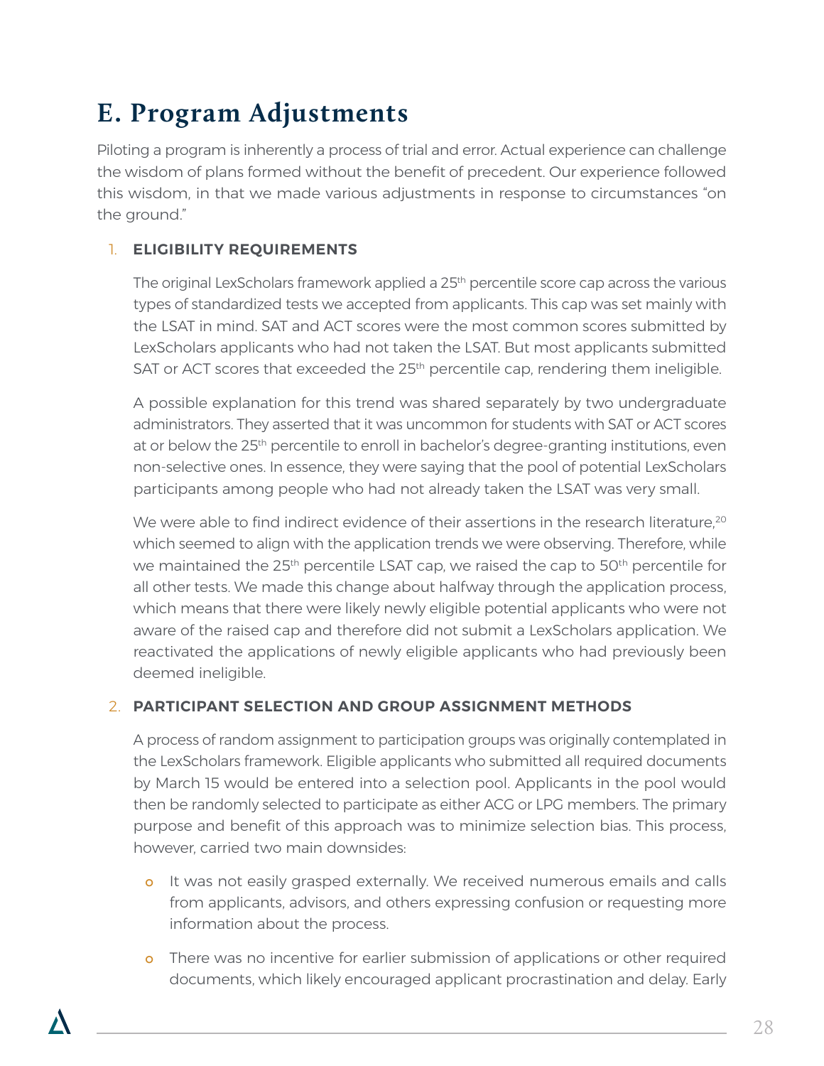# E. Program Adjustments

Piloting a program is inherently a process of trial and error. Actual experience can challenge the wisdom of plans formed without the benefit of precedent. Our experience followed this wisdom, in that we made various adjustments in response to circumstances "on the ground."

1. **ELIGIBILITY REQUIREMENTS**

   The original LexScholars framework applied a 25th percentile score cap across the various types of standardized tests we accepted from applicants. This cap was set mainly with the LSAT in mind. SAT and ACT scores were the most common scores submitted by LexScholars applicants who had not taken the LSAT. But most applicants submitted SAT or ACT scores that exceeded the 25th percentile cap, rendering them ineligible.

   A possible explanation for this trend was shared separately by two undergraduate administrators. They asserted that it was uncommon for students with SAT or ACT scores at or below the 25th percentile to enroll in bachelor's degree-granting institutions, even non-selective ones. In essence, they were saying that the pool of potential LexScholars participants among people who had not already taken the LSAT was very small.

   We were able to find indirect evidence of their assertions in the research literature,[20] which seemed to align with the application trends we were observing. Therefore, while we maintained the 25th percentile LSAT cap, we raised the cap to 50th percentile for all other tests. We made this change about halfway through the application process, which means that there were likely newly eligible potential applicants who were not aware of the raised cap and therefore did not submit a LexScholars application. We reactivated the applications of newly eligible applicants who had previously been deemed ineligible.

2. **PARTICIPANT SELECTION AND GROUP ASSIGNMENT METHODS**

   A process of random assignment to participation groups was originally contemplated in the LexScholars framework. Eligible applicants who submitted all required documents by March 15 would be entered into a selection pool. Applicants in the pool would then be randomly selected to participate as either ACG or LPG members. The primary purpose and benefit of this approach was to minimize selection bias. This process, however, carried two main downsides:

   - It was not easily grasped externally. We received numerous emails and calls from applicants, advisors, and others expressing confusion or requesting more information about the process.
   - There was no incentive for earlier submission of applications or other required documents, which likely encouraged applicant procrastination and delay. Early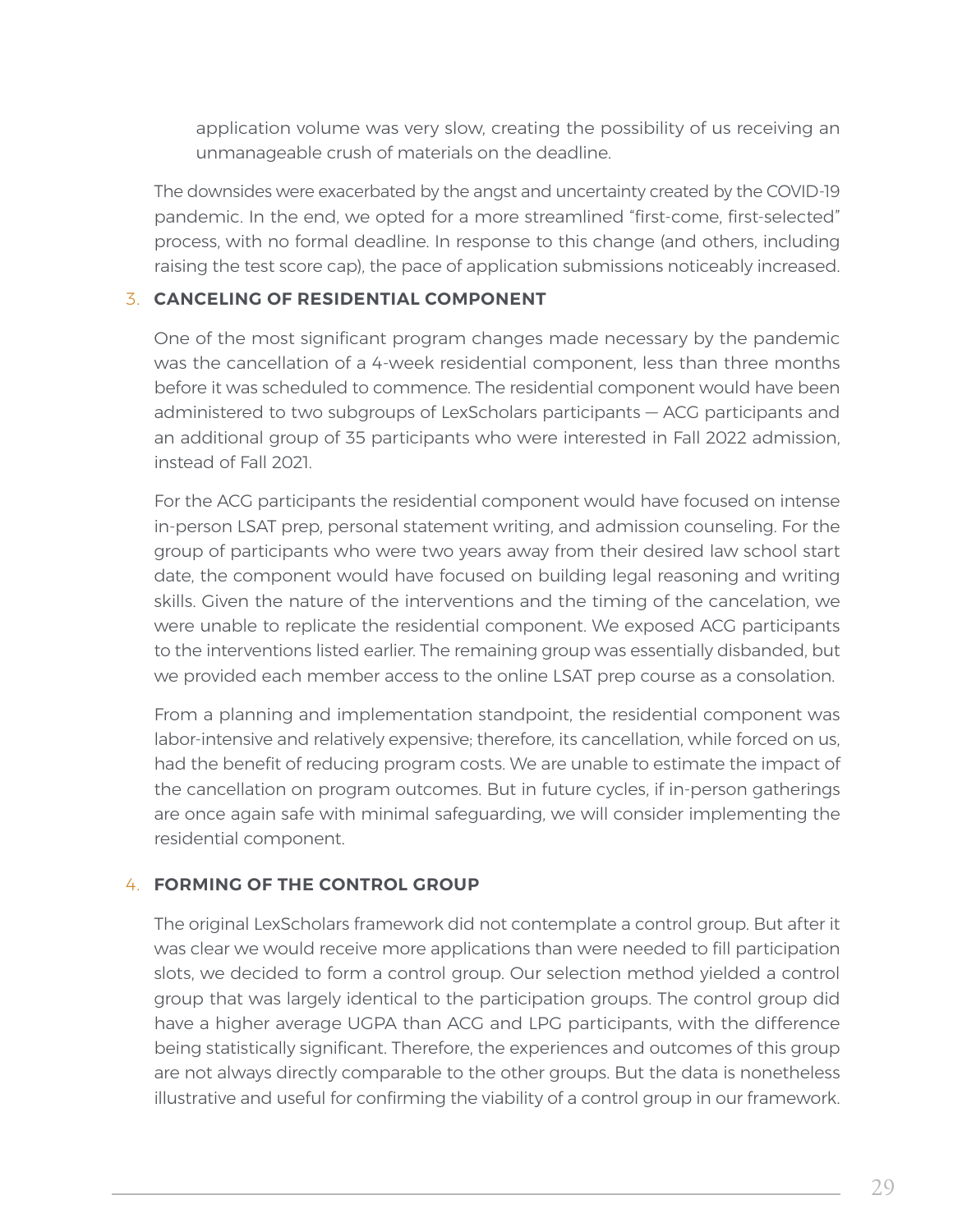application volume was very slow, creating the possibility of us receiving an unmanageable crush of materials on the deadline.

The downsides were exacerbated by the angst and uncertainty created by the COVID-19 pandemic. In the end, we opted for a more streamlined "first-come, first-selected" process, with no formal deadline. In response to this change (and others, including raising the test score cap), the pace of application submissions noticeably increased.

### 3. CANCELING OF RESIDENTIAL COMPONENT

One of the most significant program changes made necessary by the pandemic was the cancellation of a 4-week residential component, less than three months before it was scheduled to commence. The residential component would have been administered to two subgroups of LexScholars participants — ACG participants and an additional group of 35 participants who were interested in Fall 2022 admission, instead of Fall 2021.

For the ACG participants the residential component would have focused on intense in-person LSAT prep, personal statement writing, and admission counseling. For the group of participants who were two years away from their desired law school start date, the component would have focused on building legal reasoning and writing skills. Given the nature of the interventions and the timing of the cancelation, we were unable to replicate the residential component. We exposed ACG participants to the interventions listed earlier. The remaining group was essentially disbanded, but we provided each member access to the online LSAT prep course as a consolation.

From a planning and implementation standpoint, the residential component was labor-intensive and relatively expensive; therefore, its cancellation, while forced on us, had the benefit of reducing program costs. We are unable to estimate the impact of the cancellation on program outcomes. But in future cycles, if in-person gatherings are once again safe with minimal safeguarding, we will consider implementing the residential component.

### 4. FORMING OF THE CONTROL GROUP

The original LexScholars framework did not contemplate a control group. But after it was clear we would receive more applications than were needed to fill participation slots, we decided to form a control group. Our selection method yielded a control group that was largely identical to the participation groups. The control group did have a higher average UGPA than ACG and LPG participants, with the difference being statistically significant. Therefore, the experiences and outcomes of this group are not always directly comparable to the other groups. But the data is nonetheless illustrative and useful for confirming the viability of a control group in our framework.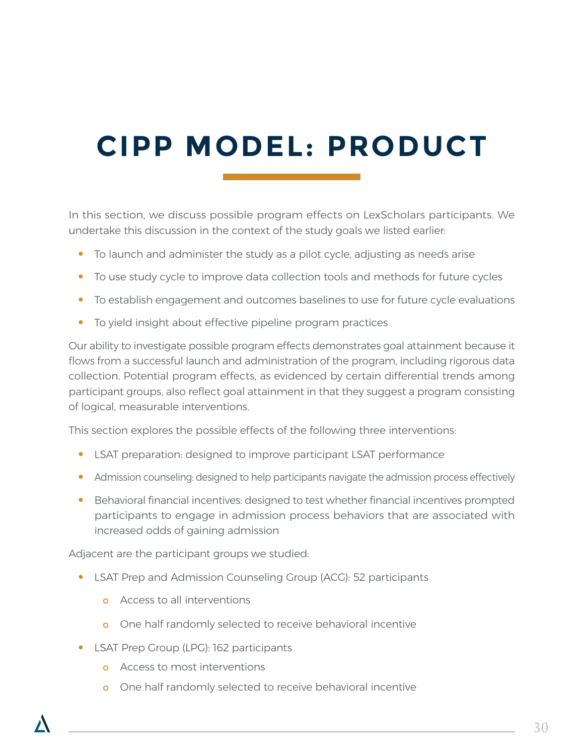# CIPP MODEL: PRODUCT

In this section, we discuss possible program effects on LexScholars participants. We undertake this discussion in the context of the study goals we listed earlier:

- To launch and administer the study as a pilot cycle, adjusting as needs arise
- To use study cycle to improve data collection tools and methods for future cycles
- To establish engagement and outcomes baselines to use for future cycle evaluations
- To yield insight about effective pipeline program practices

Our ability to investigate possible program effects demonstrates goal attainment because it flows from a successful launch and administration of the program, including rigorous data collection. Potential program effects, as evidenced by certain differential trends among participant groups, also reflect goal attainment in that they suggest a program consisting of logical, measurable interventions.

This section explores the possible effects of the following three interventions:

- LSAT preparation: designed to improve participant LSAT performance
- Admission counseling: designed to help participants navigate the admission process effectively
- Behavioral financial incentives: designed to test whether financial incentives prompted participants to engage in admission process behaviors that are associated with increased odds of gaining admission

Adjacent are the participant groups we studied:

- LSAT Prep and Admission Counseling Group (ACG): 52 participants
  - Access to all interventions
  - One half randomly selected to receive behavioral incentive
- LSAT Prep Group (LPG): 162 participants
  - Access to most interventions
  - One half randomly selected to receive behavioral incentive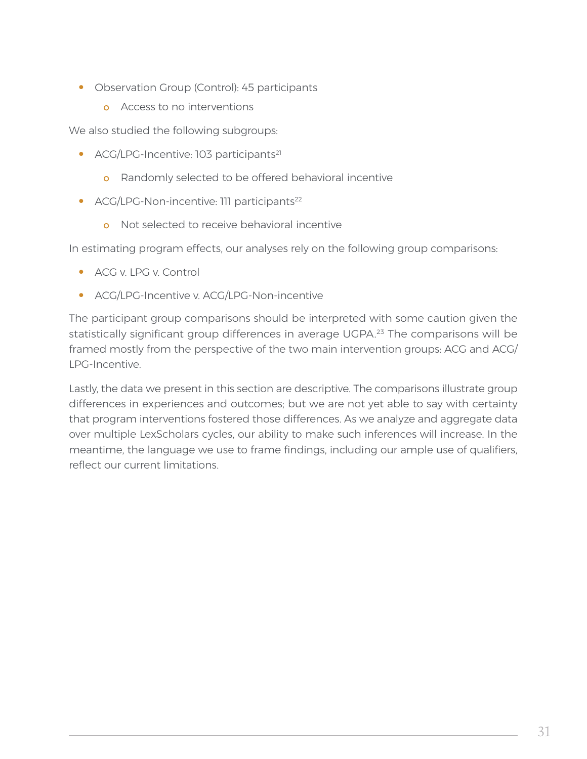- Observation Group (Control): 45 participants
    - Access to no interventions

We also studied the following subgroups:

- ACG/LPG-Incentive: 103 participants[21]
    - Randomly selected to be offered behavioral incentive
- ACG/LPG-Non-incentive: 111 participants[22]
    - Not selected to receive behavioral incentive

In estimating program effects, our analyses rely on the following group comparisons:

- ACG v. LPG v. Control
- ACG/LPG-Incentive v. ACG/LPG-Non-incentive

The participant group comparisons should be interpreted with some caution given the statistically significant group differences in average UGPA.[23] The comparisons will be framed mostly from the perspective of the two main intervention groups: ACG and ACG/LPG-Incentive.

Lastly, the data we present in this section are descriptive. The comparisons illustrate group differences in experiences and outcomes; but we are not yet able to say with certainty that program interventions fostered those differences. As we analyze and aggregate data over multiple LexScholars cycles, our ability to make such inferences will increase. In the meantime, the language we use to frame findings, including our ample use of qualifiers, reflect our current limitations.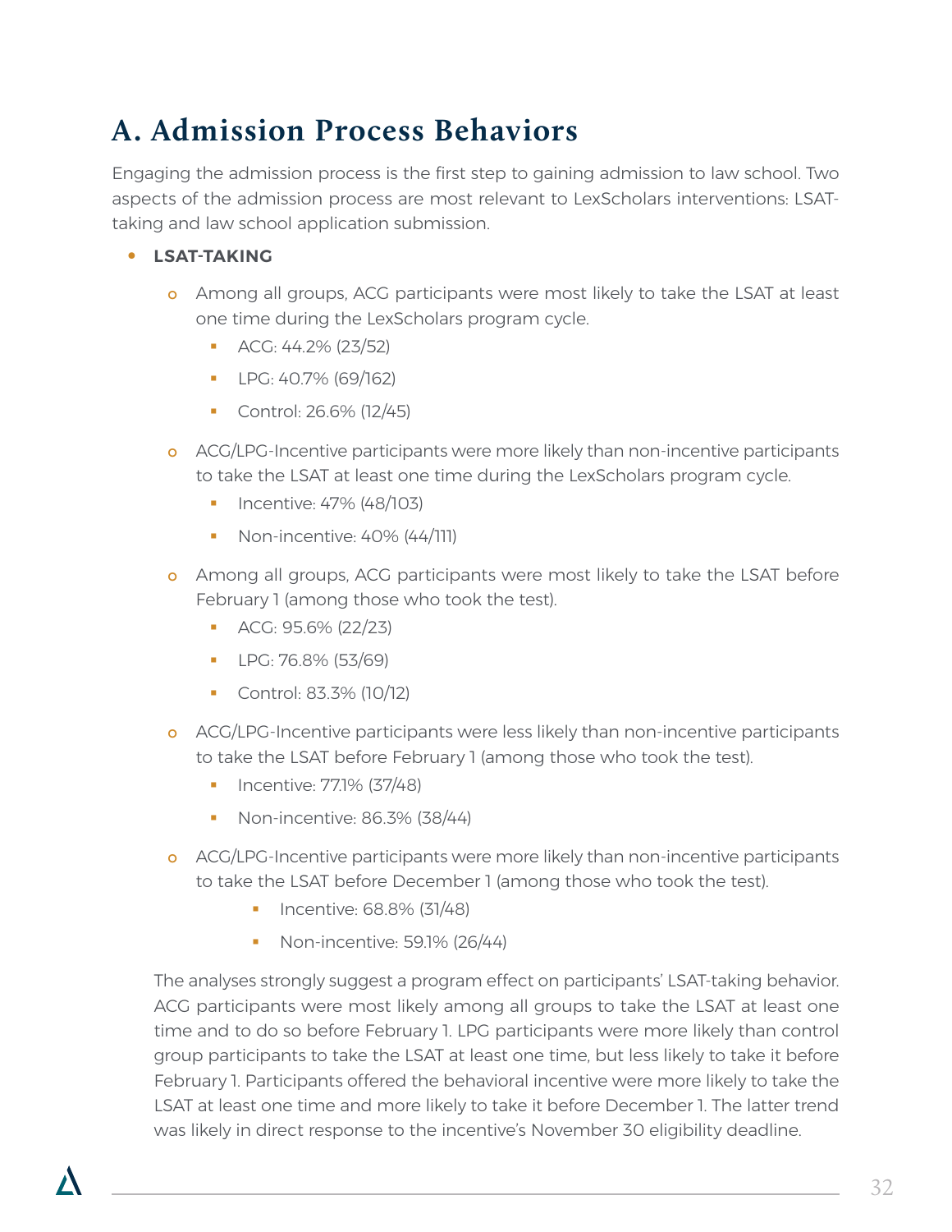# A. Admission Process Behaviors

Engaging the admission process is the first step to gaining admission to law school. Two aspects of the admission process are most relevant to LexScholars interventions: LSAT-taking and law school application submission.

- **LSAT-TAKING**
  - Among all groups, ACG participants were most likely to take the LSAT at least one time during the LexScholars program cycle.
    - ACG: 44.2% (23/52)
    - LPG: 40.7% (69/162)
    - Control: 26.6% (12/45)
  - ACG/LPG-Incentive participants were more likely than non-incentive participants to take the LSAT at least one time during the LexScholars program cycle.
    - Incentive: 47% (48/103)
    - Non-incentive: 40% (44/111)
  - Among all groups, ACG participants were most likely to take the LSAT before February 1 (among those who took the test).
    - ACG: 95.6% (22/23)
    - LPG: 76.8% (53/69)
    - Control: 83.3% (10/12)
  - ACG/LPG-Incentive participants were less likely than non-incentive participants to take the LSAT before February 1 (among those who took the test).
    - Incentive: 77.1% (37/48)
    - Non-incentive: 86.3% (38/44)
  - ACG/LPG-Incentive participants were more likely than non-incentive participants to take the LSAT before December 1 (among those who took the test).
    - Incentive: 68.8% (31/48)
    - Non-incentive: 59.1% (26/44)

The analyses strongly suggest a program effect on participants' LSAT-taking behavior. ACG participants were most likely among all groups to take the LSAT at least one time and to do so before February 1. LPG participants were more likely than control group participants to take the LSAT at least one time, but less likely to take it before February 1. Participants offered the behavioral incentive were more likely to take the LSAT at least one time and more likely to take it before December 1. The latter trend was likely in direct response to the incentive's November 30 eligibility deadline.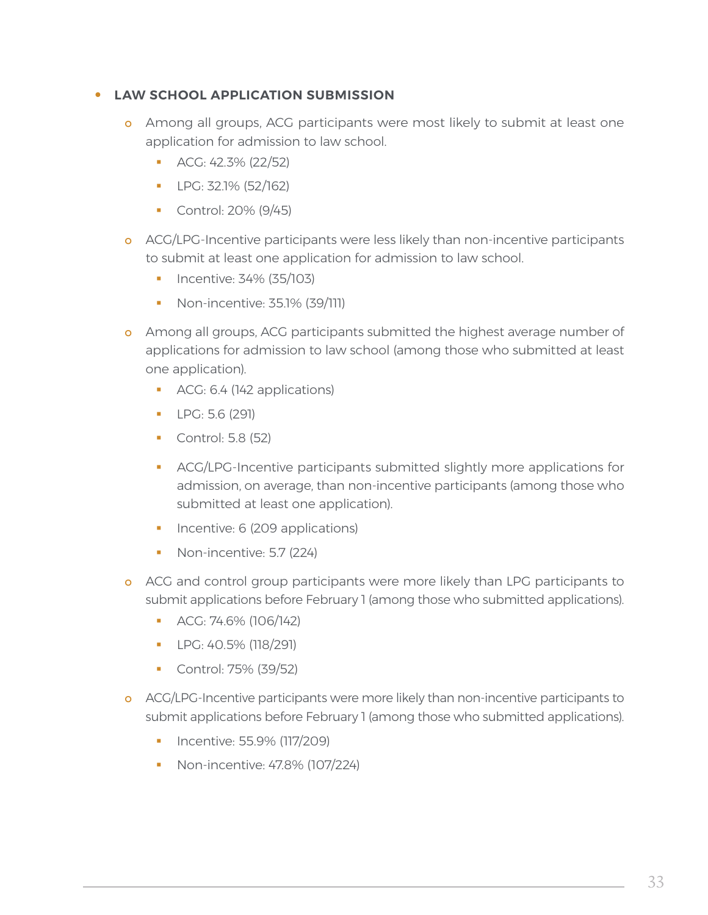- **LAW SCHOOL APPLICATION SUBMISSION**
  - Among all groups, ACG participants were most likely to submit at least one application for admission to law school.
    - ACG: 42.3% (22/52)
    - LPG: 32.1% (52/162)
    - Control: 20% (9/45)
  - ACG/LPG-Incentive participants were less likely than non-incentive participants to submit at least one application for admission to law school.
    - Incentive: 34% (35/103)
    - Non-incentive: 35.1% (39/111)
  - Among all groups, ACG participants submitted the highest average number of applications for admission to law school (among those who submitted at least one application).
    - ACG: 6.4 (142 applications)
    - LPG: 5.6 (291)
    - Control: 5.8 (52)
    - ACG/LPG-Incentive participants submitted slightly more applications for admission, on average, than non-incentive participants (among those who submitted at least one application).
    - Incentive: 6 (209 applications)
    - Non-incentive: 5.7 (224)
  - ACG and control group participants were more likely than LPG participants to submit applications before February 1 (among those who submitted applications).
    - ACG: 74.6% (106/142)
    - LPG: 40.5% (118/291)
    - Control: 75% (39/52)
  - ACG/LPG-Incentive participants were more likely than non-incentive participants to submit applications before February 1 (among those who submitted applications).
    - Incentive: 55.9% (117/209)
    - Non-incentive: 47.8% (107/224)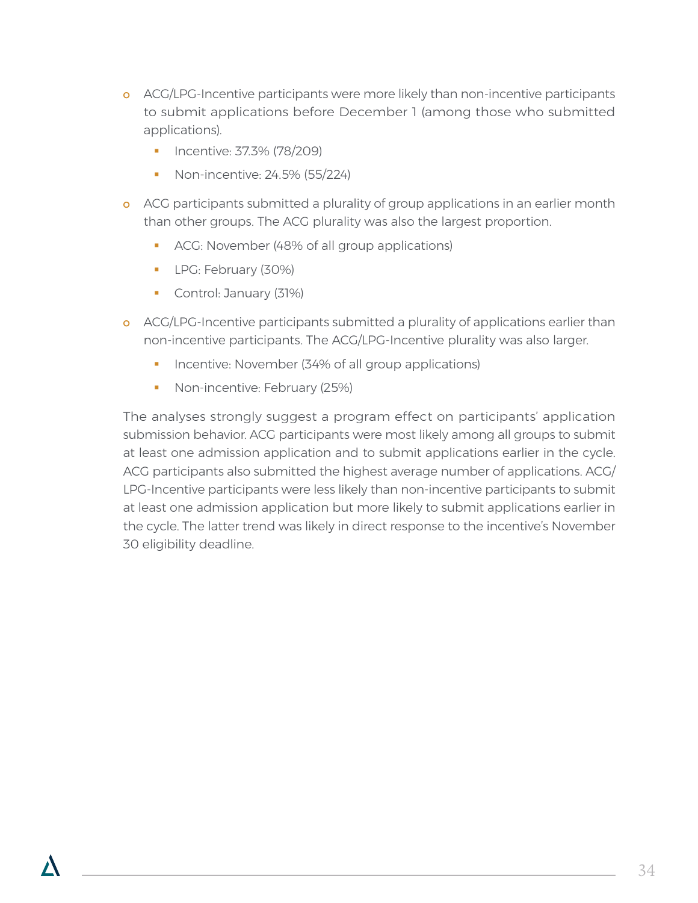- ACG/LPG-Incentive participants were more likely than non-incentive participants to submit applications before December 1 (among those who submitted applications).
  - Incentive: 37.3% (78/209)
  - Non-incentive: 24.5% (55/224)
- ACG participants submitted a plurality of group applications in an earlier month than other groups. The ACG plurality was also the largest proportion.
  - ACG: November (48% of all group applications)
  - LPG: February (30%)
  - Control: January (31%)
- ACG/LPG-Incentive participants submitted a plurality of applications earlier than non-incentive participants. The ACG/LPG-Incentive plurality was also larger.
  - Incentive: November (34% of all group applications)
  - Non-incentive: February (25%)

The analyses strongly suggest a program effect on participants' application submission behavior. ACG participants were most likely among all groups to submit at least one admission application and to submit applications earlier in the cycle. ACG participants also submitted the highest average number of applications. ACG/LPG-Incentive participants were less likely than non-incentive participants to submit at least one admission application but more likely to submit applications earlier in the cycle. The latter trend was likely in direct response to the incentive's November 30 eligibility deadline.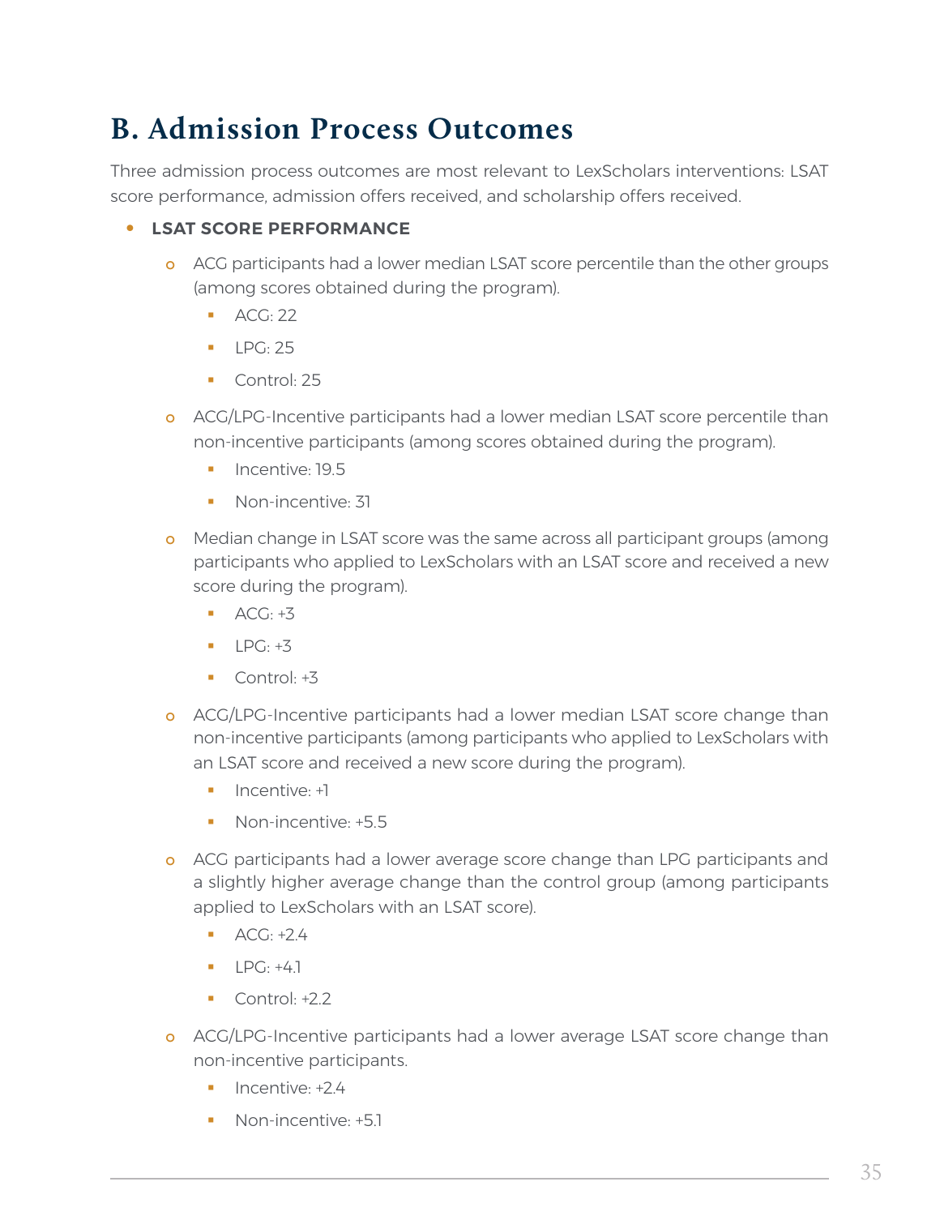## B. Admission Process Outcomes

Three admission process outcomes are most relevant to LexScholars interventions: LSAT score performance, admission offers received, and scholarship offers received.

- **LSAT SCORE PERFORMANCE**
  - ACG participants had a lower median LSAT score percentile than the other groups (among scores obtained during the program).
    - ACG: 22
    - LPG: 25
    - Control: 25
  - ACG/LPG-Incentive participants had a lower median LSAT score percentile than non-incentive participants (among scores obtained during the program).
    - Incentive: 19.5
    - Non-incentive: 31
  - Median change in LSAT score was the same across all participant groups (among participants who applied to LexScholars with an LSAT score and received a new score during the program).
    - ACG: +3
    - LPG: +3
    - Control: +3
  - ACG/LPG-Incentive participants had a lower median LSAT score change than non-incentive participants (among participants who applied to LexScholars with an LSAT score and received a new score during the program).
    - Incentive: +1
    - Non-incentive: +5.5
  - ACG participants had a lower average score change than LPG participants and a slightly higher average change than the control group (among participants applied to LexScholars with an LSAT score).
    - ACG: +2.4
    - LPG: +4.1
    - Control: +2.2
  - ACG/LPG-Incentive participants had a lower average LSAT score change than non-incentive participants.
    - Incentive: +2.4
    - Non-incentive: +5.1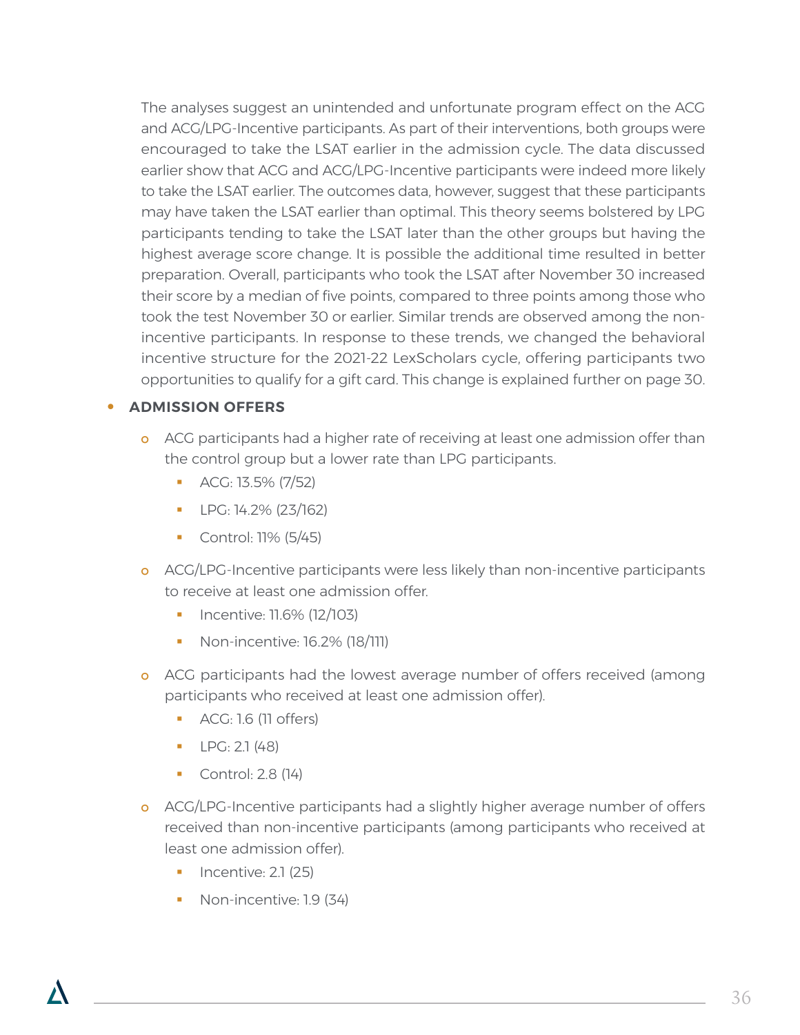The analyses suggest an unintended and unfortunate program effect on the ACG and ACG/LPG-Incentive participants. As part of their interventions, both groups were encouraged to take the LSAT earlier in the admission cycle. The data discussed earlier show that ACG and ACG/LPG-Incentive participants were indeed more likely to take the LSAT earlier. The outcomes data, however, suggest that these participants may have taken the LSAT earlier than optimal. This theory seems bolstered by LPG participants tending to take the LSAT later than the other groups but having the highest average score change. It is possible the additional time resulted in better preparation. Overall, participants who took the LSAT after November 30 increased their score by a median of five points, compared to three points among those who took the test November 30 or earlier. Similar trends are observed among the non-incentive participants. In response to these trends, we changed the behavioral incentive structure for the 2021-22 LexScholars cycle, offering participants two opportunities to qualify for a gift card. This change is explained further on page 30.

- **ADMISSION OFFERS**
  - ACG participants had a higher rate of receiving at least one admission offer than the control group but a lower rate than LPG participants.
    - ACG: 13.5% (7/52)
    - LPG: 14.2% (23/162)
    - Control: 11% (5/45)
  - ACG/LPG-Incentive participants were less likely than non-incentive participants to receive at least one admission offer.
    - Incentive: 11.6% (12/103)
    - Non-incentive: 16.2% (18/111)
  - ACG participants had the lowest average number of offers received (among participants who received at least one admission offer).
    - ACG: 1.6 (11 offers)
    - LPG: 2.1 (48)
    - Control: 2.8 (14)
  - ACG/LPG-Incentive participants had a slightly higher average number of offers received than non-incentive participants (among participants who received at least one admission offer).
    - Incentive: 2.1 (25)
    - Non-incentive: 1.9 (34)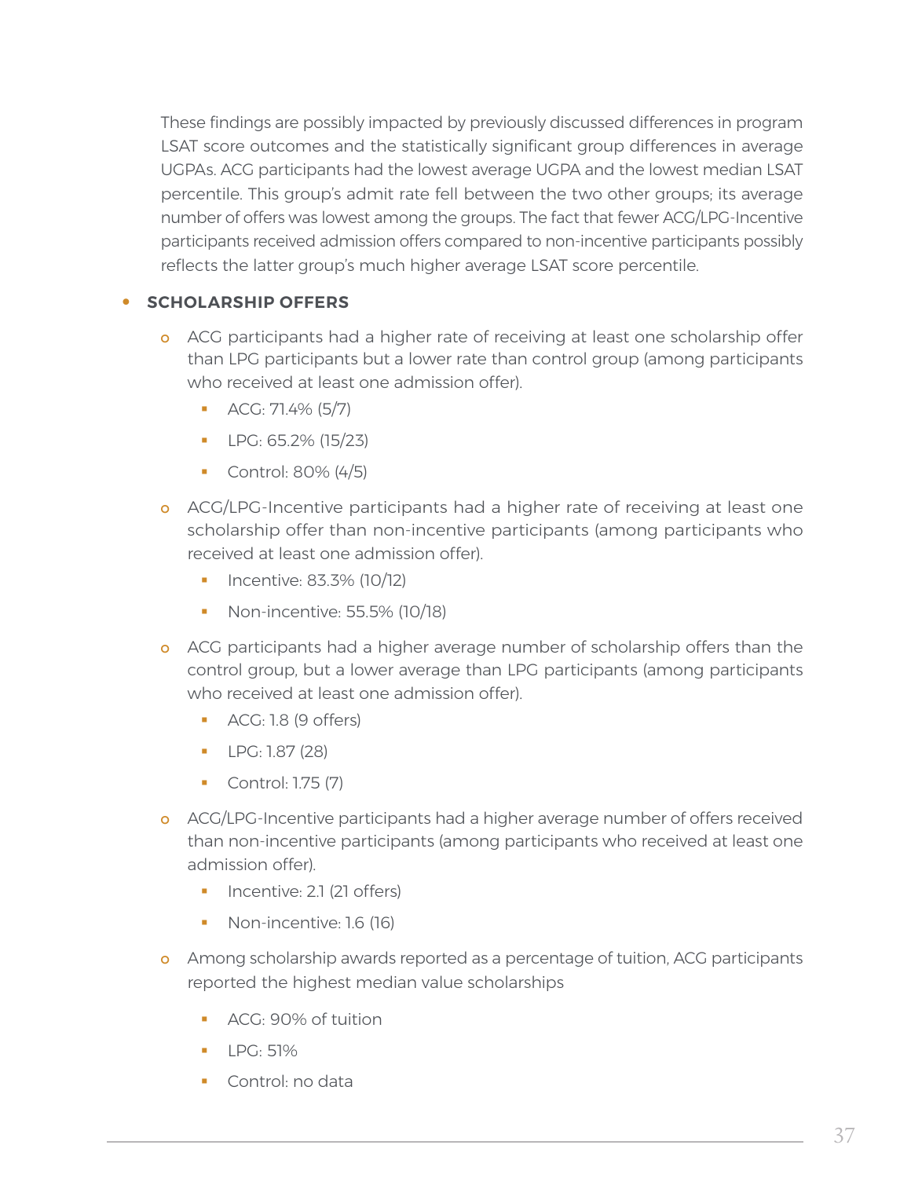These findings are possibly impacted by previously discussed differences in program LSAT score outcomes and the statistically significant group differences in average UGPAs. ACG participants had the lowest average UGPA and the lowest median LSAT percentile. This group's admit rate fell between the two other groups; its average number of offers was lowest among the groups. The fact that fewer ACG/LPG-Incentive participants received admission offers compared to non-incentive participants possibly reflects the latter group's much higher average LSAT score percentile.

- **SCHOLARSHIP OFFERS**
  - ACG participants had a higher rate of receiving at least one scholarship offer than LPG participants but a lower rate than control group (among participants who received at least one admission offer).
    - ACG: 71.4% (5/7)
    - LPG: 65.2% (15/23)
    - Control: 80% (4/5)
  - ACG/LPG-Incentive participants had a higher rate of receiving at least one scholarship offer than non-incentive participants (among participants who received at least one admission offer).
    - Incentive: 83.3% (10/12)
    - Non-incentive: 55.5% (10/18)
  - ACG participants had a higher average number of scholarship offers than the control group, but a lower average than LPG participants (among participants who received at least one admission offer).
    - ACG: 1.8 (9 offers)
    - LPG: 1.87 (28)
    - Control: 1.75 (7)
  - ACG/LPG-Incentive participants had a higher average number of offers received than non-incentive participants (among participants who received at least one admission offer).
    - Incentive: 2.1 (21 offers)
    - Non-incentive: 1.6 (16)
  - Among scholarship awards reported as a percentage of tuition, ACG participants reported the highest median value scholarships
    - ACG: 90% of tuition
    - LPG: 51%
    - Control: no data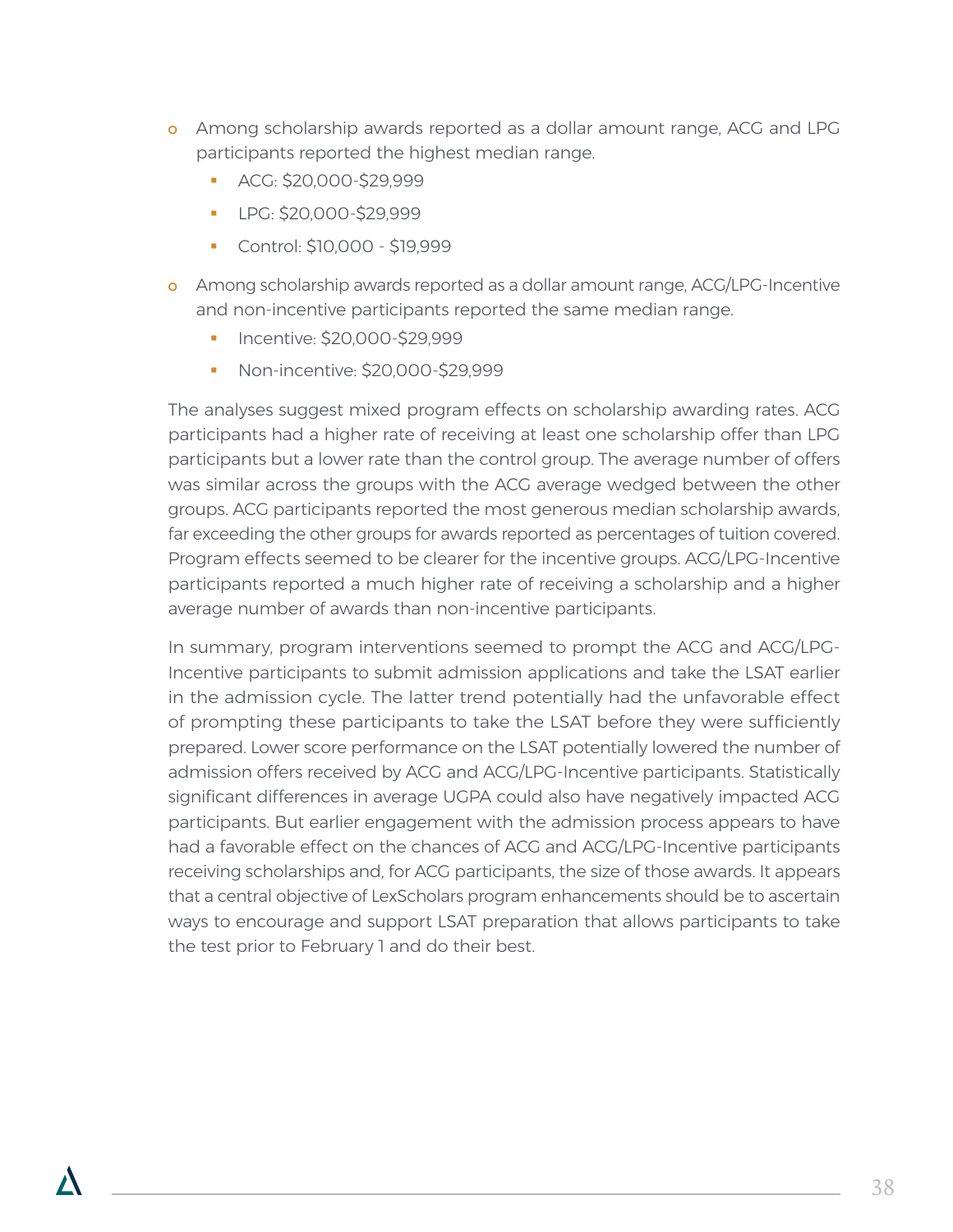- Among scholarship awards reported as a dollar amount range, ACG and LPG participants reported the highest median range.
  - ACG: $20,000-$29,999
  - LPG: $20,000-$29,999
  - Control: $10,000 - $19,999
- Among scholarship awards reported as a dollar amount range, ACG/LPG-Incentive and non-incentive participants reported the same median range.
  - Incentive: $20,000-$29,999
  - Non-incentive: $20,000-$29,999

The analyses suggest mixed program effects on scholarship awarding rates. ACG participants had a higher rate of receiving at least one scholarship offer than LPG participants but a lower rate than the control group. The average number of offers was similar across the groups with the ACG average wedged between the other groups. ACG participants reported the most generous median scholarship awards, far exceeding the other groups for awards reported as percentages of tuition covered. Program effects seemed to be clearer for the incentive groups. ACG/LPG-Incentive participants reported a much higher rate of receiving a scholarship and a higher average number of awards than non-incentive participants.

In summary, program interventions seemed to prompt the ACG and ACG/LPG-Incentive participants to submit admission applications and take the LSAT earlier in the admission cycle. The latter trend potentially had the unfavorable effect of prompting these participants to take the LSAT before they were sufficiently prepared. Lower score performance on the LSAT potentially lowered the number of admission offers received by ACG and ACG/LPG-Incentive participants. Statistically significant differences in average UGPA could also have negatively impacted ACG participants. But earlier engagement with the admission process appears to have had a favorable effect on the chances of ACG and ACG/LPG-Incentive participants receiving scholarships and, for ACG participants, the size of those awards. It appears that a central objective of LexScholars program enhancements should be to ascertain ways to encourage and support LSAT preparation that allows participants to take the test prior to February 1 and do their best.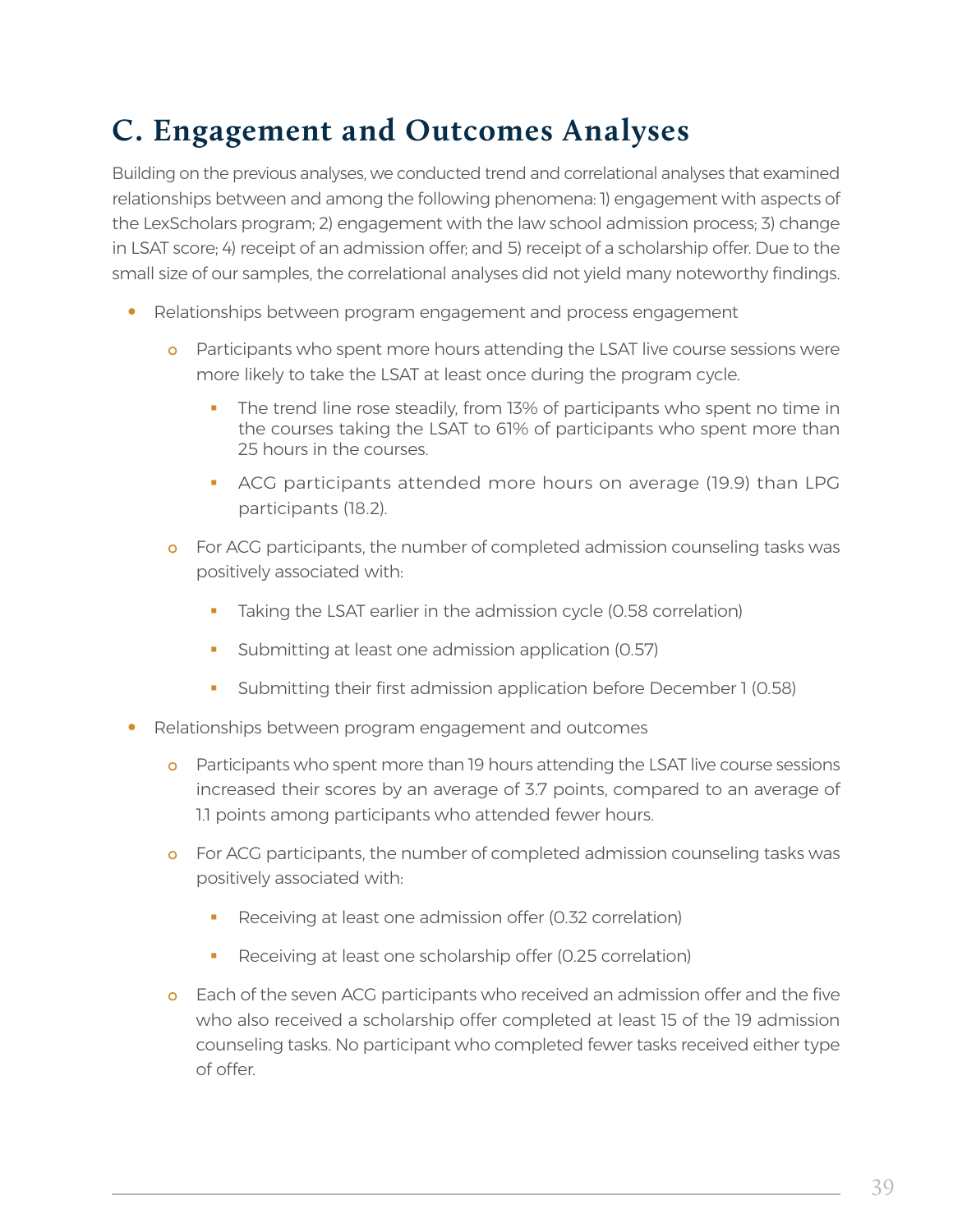## C. Engagement and Outcomes Analyses

Building on the previous analyses, we conducted trend and correlational analyses that examined relationships between and among the following phenomena: 1) engagement with aspects of the LexScholars program; 2) engagement with the law school admission process; 3) change in LSAT score; 4) receipt of an admission offer; and 5) receipt of a scholarship offer. Due to the small size of our samples, the correlational analyses did not yield many noteworthy findings.

- Relationships between program engagement and process engagement
  - Participants who spent more hours attending the LSAT live course sessions were more likely to take the LSAT at least once during the program cycle.
    - The trend line rose steadily, from 13% of participants who spent no time in the courses taking the LSAT to 61% of participants who spent more than 25 hours in the courses.
    - ACG participants attended more hours on average (19.9) than LPG participants (18.2).
  - For ACG participants, the number of completed admission counseling tasks was positively associated with:
    - Taking the LSAT earlier in the admission cycle (0.58 correlation)
    - Submitting at least one admission application (0.57)
    - Submitting their first admission application before December 1 (0.58)
- Relationships between program engagement and outcomes
  - Participants who spent more than 19 hours attending the LSAT live course sessions increased their scores by an average of 3.7 points, compared to an average of 1.1 points among participants who attended fewer hours.
  - For ACG participants, the number of completed admission counseling tasks was positively associated with:
    - Receiving at least one admission offer (0.32 correlation)
    - Receiving at least one scholarship offer (0.25 correlation)
  - Each of the seven ACG participants who received an admission offer and the five who also received a scholarship offer completed at least 15 of the 19 admission counseling tasks. No participant who completed fewer tasks received either type of offer.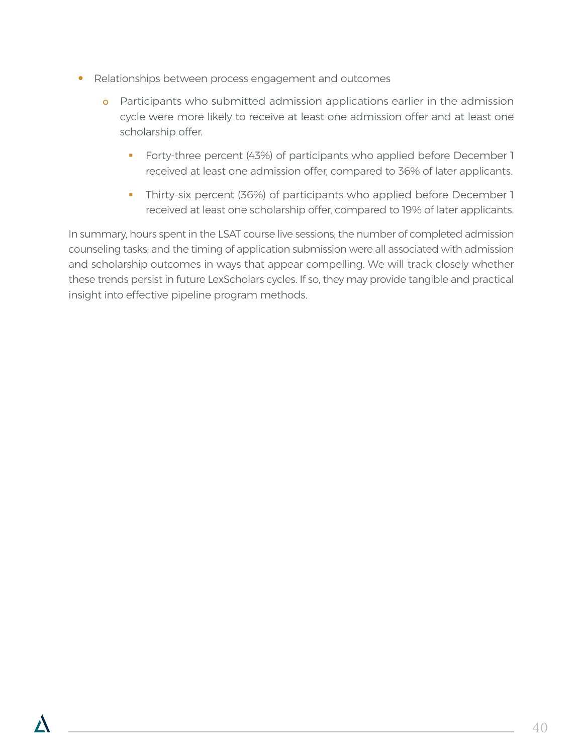- Relationships between process engagement and outcomes
    - Participants who submitted admission applications earlier in the admission cycle were more likely to receive at least one admission offer and at least one scholarship offer.
        - Forty-three percent (43%) of participants who applied before December 1 received at least one admission offer, compared to 36% of later applicants.
        - Thirty-six percent (36%) of participants who applied before December 1 received at least one scholarship offer, compared to 19% of later applicants.

In summary, hours spent in the LSAT course live sessions; the number of completed admission counseling tasks; and the timing of application submission were all associated with admission and scholarship outcomes in ways that appear compelling. We will track closely whether these trends persist in future LexScholars cycles. If so, they may provide tangible and practical insight into effective pipeline program methods.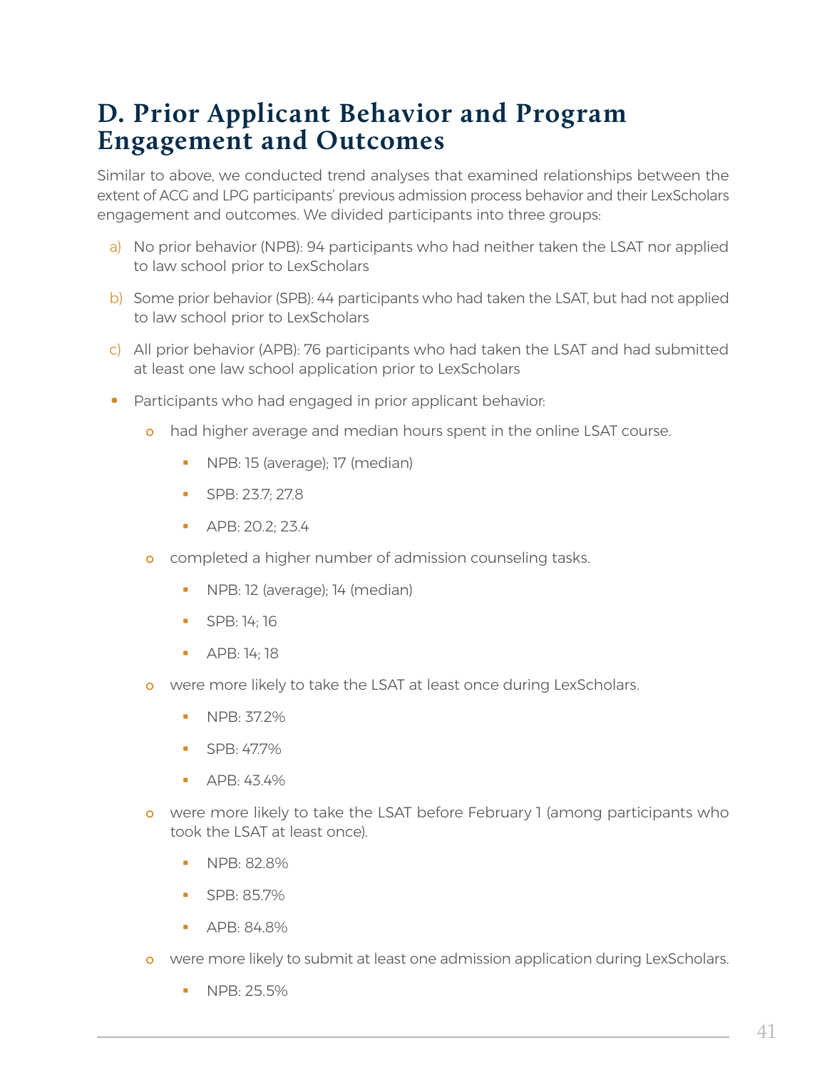## D. Prior Applicant Behavior and Program Engagement and Outcomes

Similar to above, we conducted trend analyses that examined relationships between the extent of ACG and LPG participants' previous admission process behavior and their LexScholars engagement and outcomes. We divided participants into three groups:

a) No prior behavior (NPB): 94 participants who had neither taken the LSAT nor applied to law school prior to LexScholars

b) Some prior behavior (SPB): 44 participants who had taken the LSAT, but had not applied to law school prior to LexScholars

c) All prior behavior (APB): 76 participants who had taken the LSAT and had submitted at least one law school application prior to LexScholars

- Participants who had engaged in prior applicant behavior:
  - had higher average and median hours spent in the online LSAT course.
    - NPB: 15 (average); 17 (median)
    - SPB: 23.7; 27.8
    - APB: 20.2; 23.4
  - completed a higher number of admission counseling tasks.
    - NPB: 12 (average); 14 (median)
    - SPB: 14; 16
    - APB: 14; 18
  - were more likely to take the LSAT at least once during LexScholars.
    - NPB: 37.2%
    - SPB: 47.7%
    - APB: 43.4%
  - were more likely to take the LSAT before February 1 (among participants who took the LSAT at least once).
    - NPB: 82.8%
    - SPB: 85.7%
    - APB: 84.8%
  - were more likely to submit at least one admission application during LexScholars.
    - NPB: 25.5%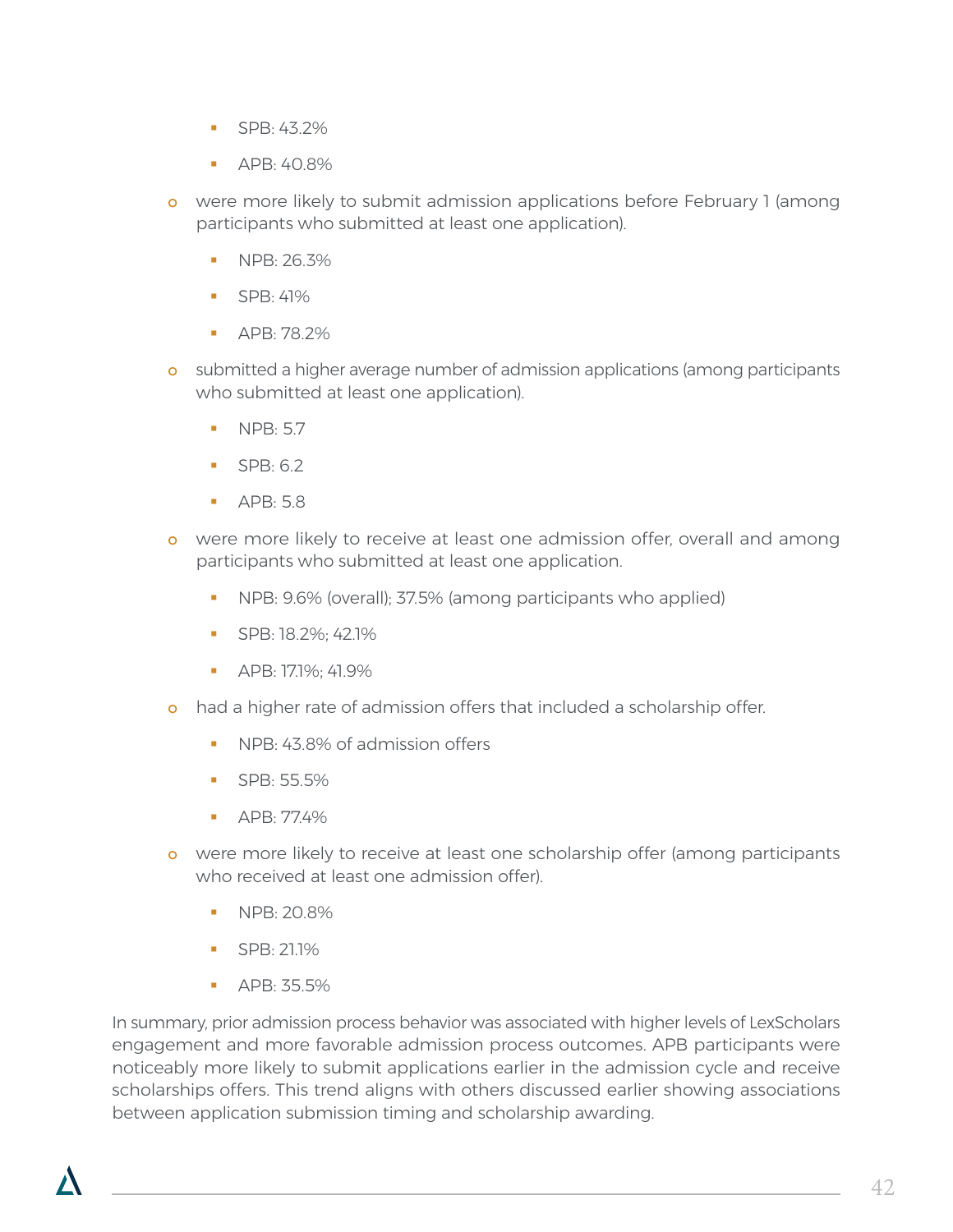- SPB: 43.2%
    - APB: 40.8%
  - were more likely to submit admission applications before February 1 (among participants who submitted at least one application).
    - NPB: 26.3%
    - SPB: 41%
    - APB: 78.2%
  - submitted a higher average number of admission applications (among participants who submitted at least one application).
    - NPB: 5.7
    - SPB: 6.2
    - APB: 5.8
  - were more likely to receive at least one admission offer, overall and among participants who submitted at least one application.
    - NPB: 9.6% (overall); 37.5% (among participants who applied)
    - SPB: 18.2%; 42.1%
    - APB: 17.1%; 41.9%
  - had a higher rate of admission offers that included a scholarship offer.
    - NPB: 43.8% of admission offers
    - SPB: 55.5%
    - APB: 77.4%
  - were more likely to receive at least one scholarship offer (among participants who received at least one admission offer).
    - NPB: 20.8%
    - SPB: 21.1%
    - APB: 35.5%

In summary, prior admission process behavior was associated with higher levels of LexScholars engagement and more favorable admission process outcomes. APB participants were noticeably more likely to submit applications earlier in the admission cycle and receive scholarships offers. This trend aligns with others discussed earlier showing associations between application submission timing and scholarship awarding.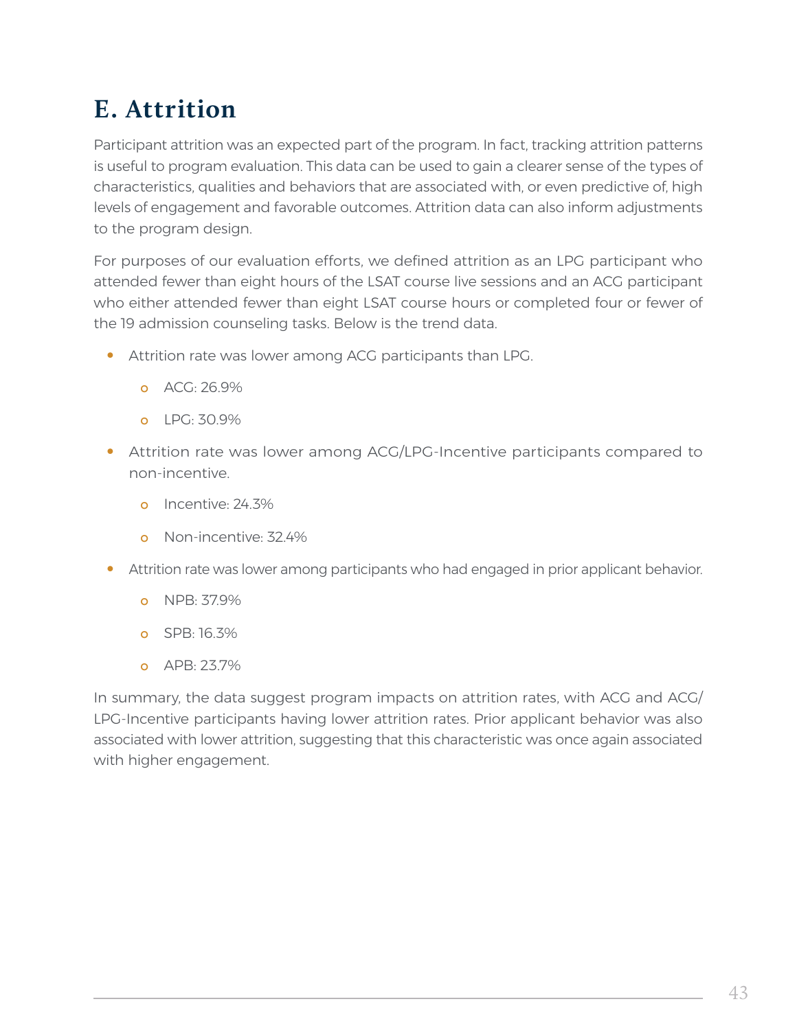## E. Attrition

Participant attrition was an expected part of the program. In fact, tracking attrition patterns is useful to program evaluation. This data can be used to gain a clearer sense of the types of characteristics, qualities and behaviors that are associated with, or even predictive of, high levels of engagement and favorable outcomes. Attrition data can also inform adjustments to the program design.

For purposes of our evaluation efforts, we defined attrition as an LPG participant who attended fewer than eight hours of the LSAT course live sessions and an ACG participant who either attended fewer than eight LSAT course hours or completed four or fewer of the 19 admission counseling tasks. Below is the trend data.

- Attrition rate was lower among ACG participants than LPG.
  - ACG: 26.9%
  - LPG: 30.9%
- Attrition rate was lower among ACG/LPG-Incentive participants compared to non-incentive.
  - Incentive: 24.3%
  - Non-incentive: 32.4%
- Attrition rate was lower among participants who had engaged in prior applicant behavior.
  - NPB: 37.9%
  - SPB: 16.3%
  - APB: 23.7%

In summary, the data suggest program impacts on attrition rates, with ACG and ACG/LPG-Incentive participants having lower attrition rates. Prior applicant behavior was also associated with lower attrition, suggesting that this characteristic was once again associated with higher engagement.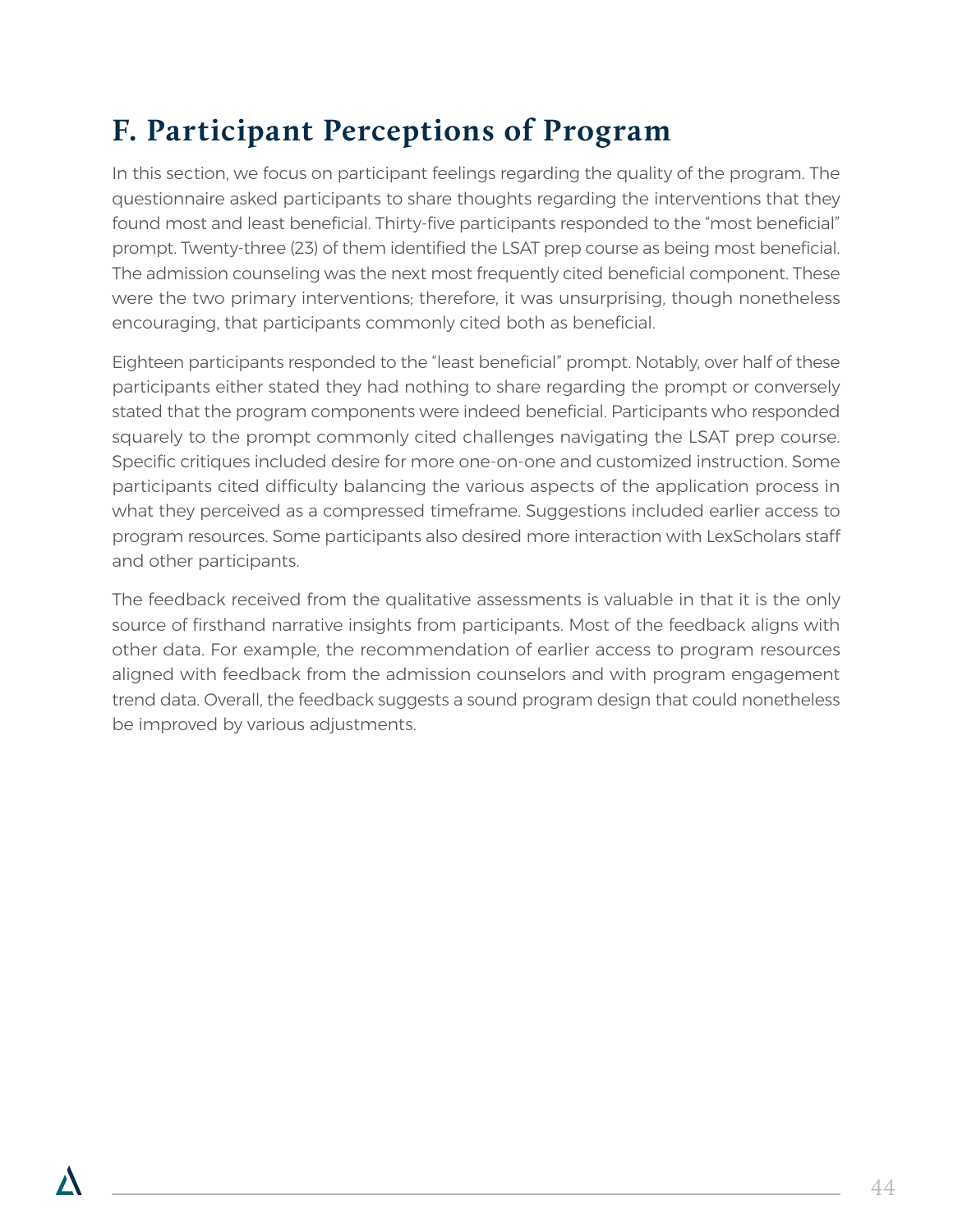## F. Participant Perceptions of Program

In this section, we focus on participant feelings regarding the quality of the program. The questionnaire asked participants to share thoughts regarding the interventions that they found most and least beneficial. Thirty-five participants responded to the "most beneficial" prompt. Twenty-three (23) of them identified the LSAT prep course as being most beneficial. The admission counseling was the next most frequently cited beneficial component. These were the two primary interventions; therefore, it was unsurprising, though nonetheless encouraging, that participants commonly cited both as beneficial.

Eighteen participants responded to the "least beneficial" prompt. Notably, over half of these participants either stated they had nothing to share regarding the prompt or conversely stated that the program components were indeed beneficial. Participants who responded squarely to the prompt commonly cited challenges navigating the LSAT prep course. Specific critiques included desire for more one-on-one and customized instruction. Some participants cited difficulty balancing the various aspects of the application process in what they perceived as a compressed timeframe. Suggestions included earlier access to program resources. Some participants also desired more interaction with LexScholars staff and other participants.

The feedback received from the qualitative assessments is valuable in that it is the only source of firsthand narrative insights from participants. Most of the feedback aligns with other data. For example, the recommendation of earlier access to program resources aligned with feedback from the admission counselors and with program engagement trend data. Overall, the feedback suggests a sound program design that could nonetheless be improved by various adjustments.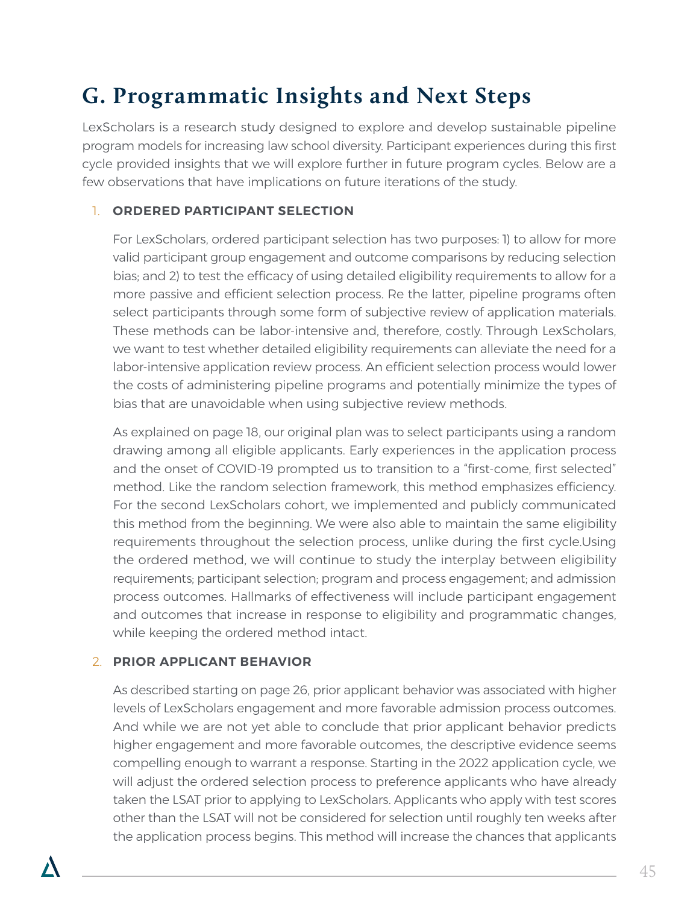# G. Programmatic Insights and Next Steps

LexScholars is a research study designed to explore and develop sustainable pipeline program models for increasing law school diversity. Participant experiences during this first cycle provided insights that we will explore further in future program cycles. Below are a few observations that have implications on future iterations of the study.

1. **ORDERED PARTICIPANT SELECTION**

   For LexScholars, ordered participant selection has two purposes: 1) to allow for more valid participant group engagement and outcome comparisons by reducing selection bias; and 2) to test the efficacy of using detailed eligibility requirements to allow for a more passive and efficient selection process. Re the latter, pipeline programs often select participants through some form of subjective review of application materials. These methods can be labor-intensive and, therefore, costly. Through LexScholars, we want to test whether detailed eligibility requirements can alleviate the need for a labor-intensive application review process. An efficient selection process would lower the costs of administering pipeline programs and potentially minimize the types of bias that are unavoidable when using subjective review methods.

   As explained on page 18, our original plan was to select participants using a random drawing among all eligible applicants. Early experiences in the application process and the onset of COVID-19 prompted us to transition to a "first-come, first selected" method. Like the random selection framework, this method emphasizes efficiency. For the second LexScholars cohort, we implemented and publicly communicated this method from the beginning. We were also able to maintain the same eligibility requirements throughout the selection process, unlike during the first cycle.Using the ordered method, we will continue to study the interplay between eligibility requirements; participant selection; program and process engagement; and admission process outcomes. Hallmarks of effectiveness will include participant engagement and outcomes that increase in response to eligibility and programmatic changes, while keeping the ordered method intact.

2. **PRIOR APPLICANT BEHAVIOR**

   As described starting on page 26, prior applicant behavior was associated with higher levels of LexScholars engagement and more favorable admission process outcomes. And while we are not yet able to conclude that prior applicant behavior predicts higher engagement and more favorable outcomes, the descriptive evidence seems compelling enough to warrant a response. Starting in the 2022 application cycle, we will adjust the ordered selection process to preference applicants who have already taken the LSAT prior to applying to LexScholars. Applicants who apply with test scores other than the LSAT will not be considered for selection until roughly ten weeks after the application process begins. This method will increase the chances that applicants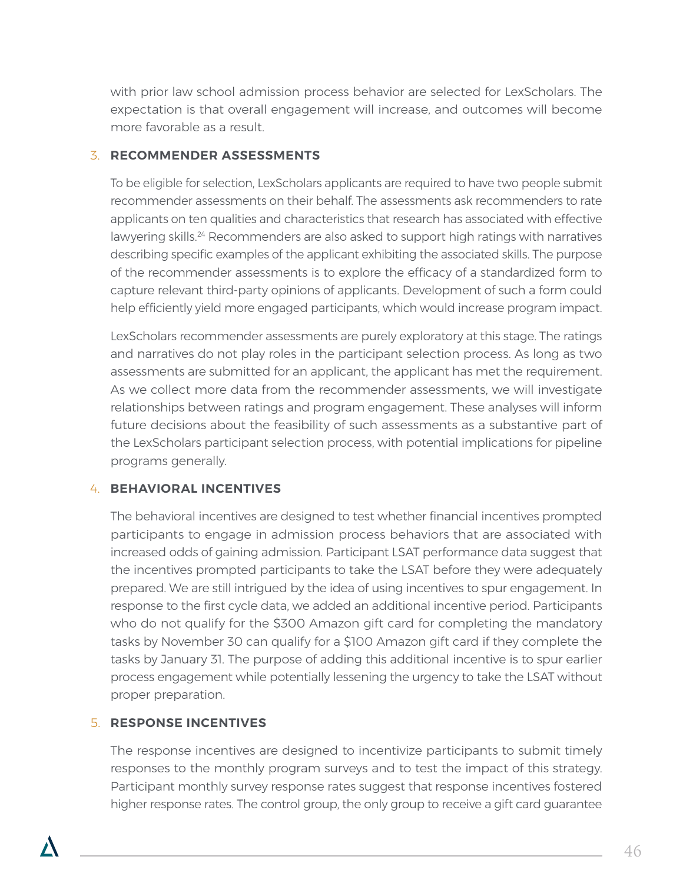with prior law school admission process behavior are selected for LexScholars. The expectation is that overall engagement will increase, and outcomes will become more favorable as a result.

### 3. RECOMMENDER ASSESSMENTS

To be eligible for selection, LexScholars applicants are required to have two people submit recommender assessments on their behalf. The assessments ask recommenders to rate applicants on ten qualities and characteristics that research has associated with effective lawyering skills.[24] Recommenders are also asked to support high ratings with narratives describing specific examples of the applicant exhibiting the associated skills. The purpose of the recommender assessments is to explore the efficacy of a standardized form to capture relevant third-party opinions of applicants. Development of such a form could help efficiently yield more engaged participants, which would increase program impact.

LexScholars recommender assessments are purely exploratory at this stage. The ratings and narratives do not play roles in the participant selection process. As long as two assessments are submitted for an applicant, the applicant has met the requirement. As we collect more data from the recommender assessments, we will investigate relationships between ratings and program engagement. These analyses will inform future decisions about the feasibility of such assessments as a substantive part of the LexScholars participant selection process, with potential implications for pipeline programs generally.

### 4. BEHAVIORAL INCENTIVES

The behavioral incentives are designed to test whether financial incentives prompted participants to engage in admission process behaviors that are associated with increased odds of gaining admission. Participant LSAT performance data suggest that the incentives prompted participants to take the LSAT before they were adequately prepared. We are still intrigued by the idea of using incentives to spur engagement. In response to the first cycle data, we added an additional incentive period. Participants who do not qualify for the $300 Amazon gift card for completing the mandatory tasks by November 30 can qualify for a $100 Amazon gift card if they complete the tasks by January 31. The purpose of adding this additional incentive is to spur earlier process engagement while potentially lessening the urgency to take the LSAT without proper preparation.

### 5. RESPONSE INCENTIVES

The response incentives are designed to incentivize participants to submit timely responses to the monthly program surveys and to test the impact of this strategy. Participant monthly survey response rates suggest that response incentives fostered higher response rates. The control group, the only group to receive a gift card guarantee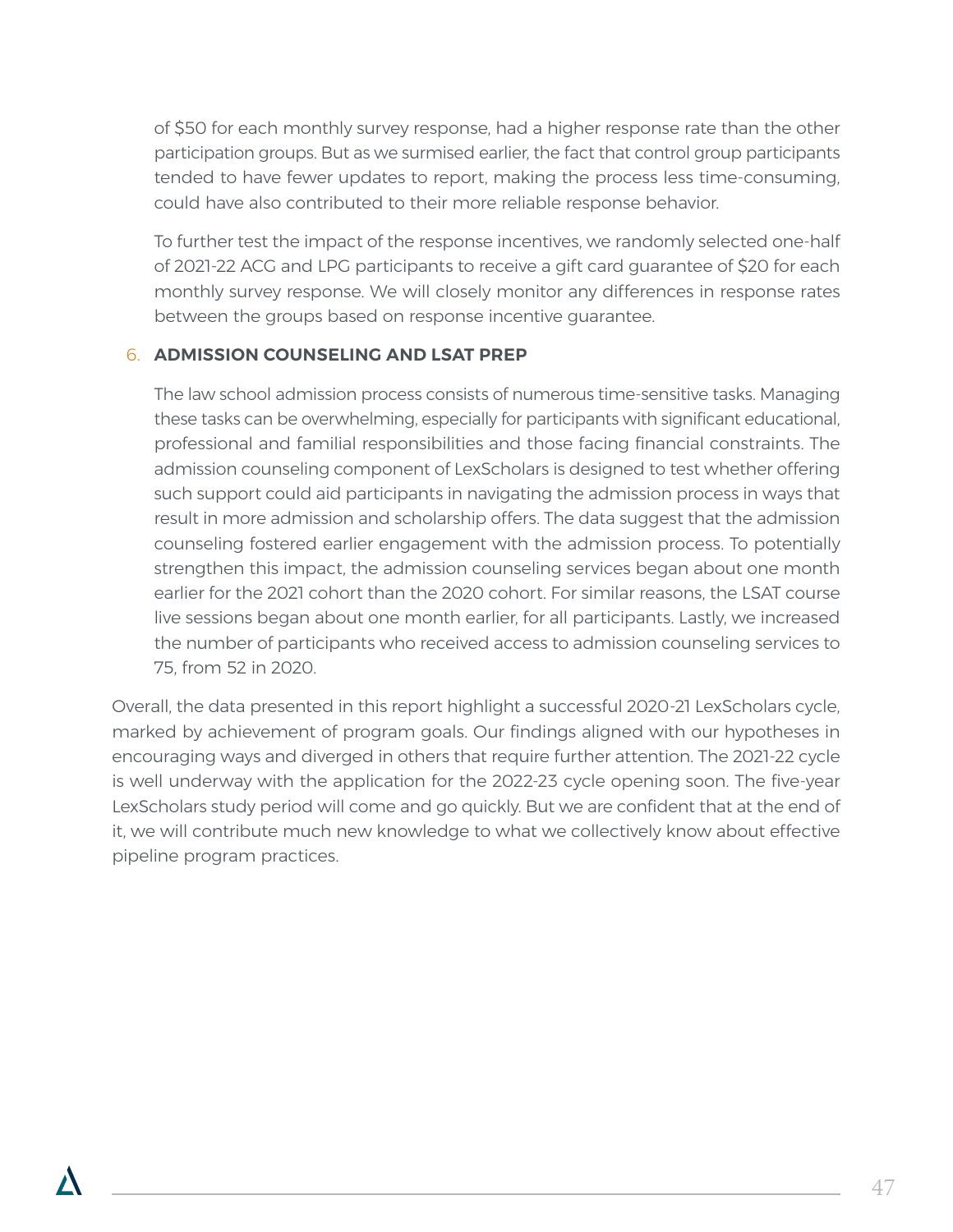of $50 for each monthly survey response, had a higher response rate than the other participation groups. But as we surmised earlier, the fact that control group participants tended to have fewer updates to report, making the process less time-consuming, could have also contributed to their more reliable response behavior.

To further test the impact of the response incentives, we randomly selected one-half of 2021-22 ACG and LPG participants to receive a gift card guarantee of $20 for each monthly survey response. We will closely monitor any differences in response rates between the groups based on response incentive guarantee.

6. **ADMISSION COUNSELING AND LSAT PREP**

The law school admission process consists of numerous time-sensitive tasks. Managing these tasks can be overwhelming, especially for participants with significant educational, professional and familial responsibilities and those facing financial constraints. The admission counseling component of LexScholars is designed to test whether offering such support could aid participants in navigating the admission process in ways that result in more admission and scholarship offers. The data suggest that the admission counseling fostered earlier engagement with the admission process. To potentially strengthen this impact, the admission counseling services began about one month earlier for the 2021 cohort than the 2020 cohort. For similar reasons, the LSAT course live sessions began about one month earlier, for all participants. Lastly, we increased the number of participants who received access to admission counseling services to 75, from 52 in 2020.

Overall, the data presented in this report highlight a successful 2020-21 LexScholars cycle, marked by achievement of program goals. Our findings aligned with our hypotheses in encouraging ways and diverged in others that require further attention. The 2021-22 cycle is well underway with the application for the 2022-23 cycle opening soon. The five-year LexScholars study period will come and go quickly. But we are confident that at the end of it, we will contribute much new knowledge to what we collectively know about effective pipeline program practices.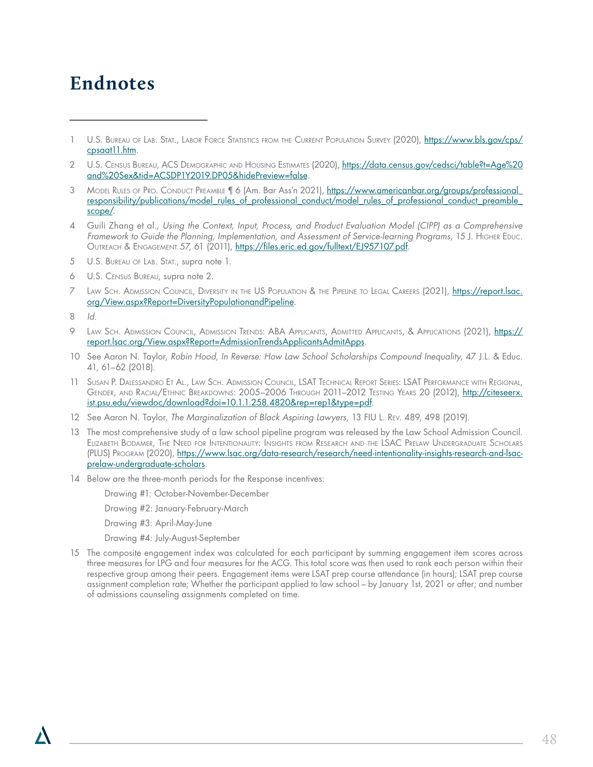# Endnotes

1. U.S. Bureau of Lab. Stat., Labor Force Statistics from the Current Population Survey (2020), https://www.bls.gov/cps/cpsaat11.htm.
2. U.S. Census Bureau, ACS Demographic and Housing Estimates (2020), https://data.census.gov/cedsci/table?t=Age%20and%20Sex&tid=ACSDP1Y2019.DP05&hidePreview=false.
3. Model Rules of Pro. Conduct Preamble ¶ 6 (Am. Bar Ass'n 2021), https://www.americanbar.org/groups/professional_responsibility/publications/model_rules_of_professional_conduct/model_rules_of_professional_conduct_preamble_scope/.
4. Guili Zhang et al., *Using the Context, Input, Process, and Product Evaluation Model (CIPP) as a Comprehensive Framework to Guide the Planning, Implementation, and Assessment of Service-learning Programs*, 15 J. Higher Educ. Outreach & Engagement 57, 61 (2011), https://files.eric.ed.gov/fulltext/EJ957107.pdf.
5. U.S. Bureau of Lab. Stat., supra note 1.
6. U.S. Census Bureau, supra note 2.
7. Law Sch. Admission Council, Diversity in the US Population & the Pipeline to Legal Careers (2021), https://report.lsac.org/View.aspx?Report=DiversityPopulationandPipeline.
8. *Id.*
9. Law Sch. Admission Council, Admission Trends: ABA Applicants, Admitted Applicants, & Applications (2021), https://report.lsac.org/View.aspx?Report=AdmissionTrendsApplicantsAdmitApps.
10. See Aaron N. Taylor, *Robin Hood, In Reverse: How Law School Scholarships Compound Inequality*, 47 J.L. & Educ. 41, 61–62 (2018).
11. Susan P. Dalessandro Et Al., Law Sch. Admission Council, LSAT Technical Report Series: LSAT Performance with Regional, Gender, and Racial/Ethnic Breakdowns: 2005–2006 Through 2011–2012 Testing Years 20 (2012), http://citeseerx.ist.psu.edu/viewdoc/download?doi=10.1.1.258.4820&rep=rep1&type=pdf.
12. See Aaron N. Taylor, *The Marginalization of Black Aspiring Lawyers*, 13 FIU L. Rev. 489, 498 (2019).
13. The most comprehensive study of a law school pipeline program was released by the Law School Admission Council. Elizabeth Bodamer, The Need for Intentionality: Insights from Research and the LSAC Prelaw Undergraduate Scholars (PLUS) Program (2020), https://www.lsac.org/data-research/research/need-intentionality-insights-research-and-lsac-prelaw-undergraduate-scholars.
14. Below are the three-month periods for the Response incentives:

    Drawing #1: October-November-December

    Drawing #2: January-February-March

    Drawing #3: April-May-June

    Drawing #4: July-August-September
15. The composite engagement index was calculated for each participant by summing engagement item scores across three measures for LPG and four measures for the ACG. This total score was then used to rank each person within their respective group among their peers. Engagement items were LSAT prep course attendance (in hours); LSAT prep course assignment completion rate; Whether the participant applied to law school – by January 1st, 2021 or after; and number of admissions counseling assignments completed on time.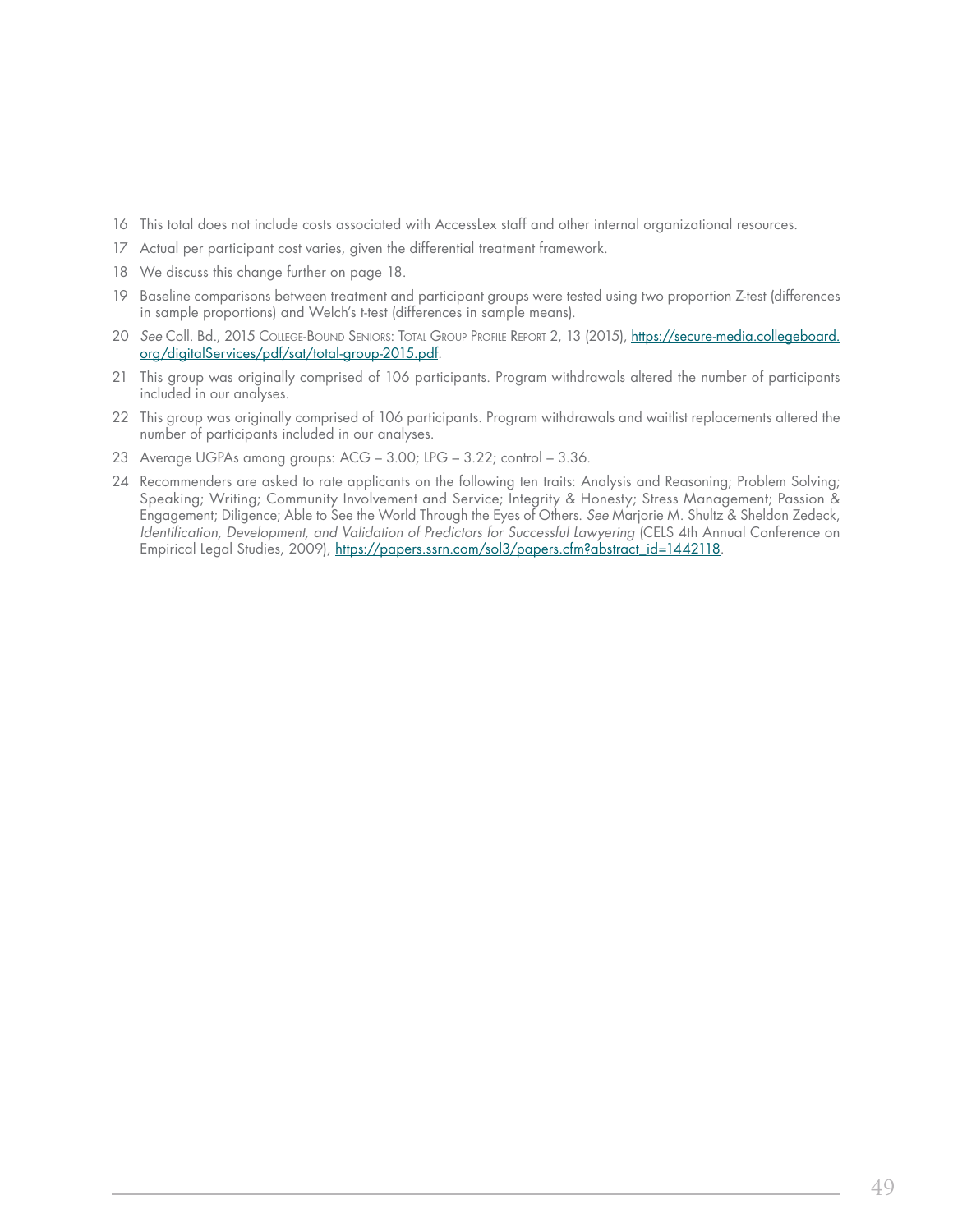16 This total does not include costs associated with AccessLex staff and other internal organizational resources.

17 Actual per participant cost varies, given the differential treatment framework.

18 We discuss this change further on page 18.

19 Baseline comparisons between treatment and participant groups were tested using two proportion Z-test (differences in sample proportions) and Welch's t-test (differences in sample means).

20 *See* Coll. Bd., 2015 College-Bound Seniors: Total Group Profile Report 2, 13 (2015), https://secure-media.collegeboard.org/digitalServices/pdf/sat/total-group-2015.pdf.

21 This group was originally comprised of 106 participants. Program withdrawals altered the number of participants included in our analyses.

22 This group was originally comprised of 106 participants. Program withdrawals and waitlist replacements altered the number of participants included in our analyses.

23 Average UGPAs among groups: ACG – 3.00; LPG – 3.22; control – 3.36.

24 Recommenders are asked to rate applicants on the following ten traits: Analysis and Reasoning; Problem Solving; Speaking; Writing; Community Involvement and Service; Integrity & Honesty; Stress Management; Passion & Engagement; Diligence; Able to See the World Through the Eyes of Others. *See* Marjorie M. Shultz & Sheldon Zedeck, *Identification, Development, and Validation of Predictors for Successful Lawyering* (CELS 4th Annual Conference on Empirical Legal Studies, 2009), https://papers.ssrn.com/sol3/papers.cfm?abstract_id=1442118.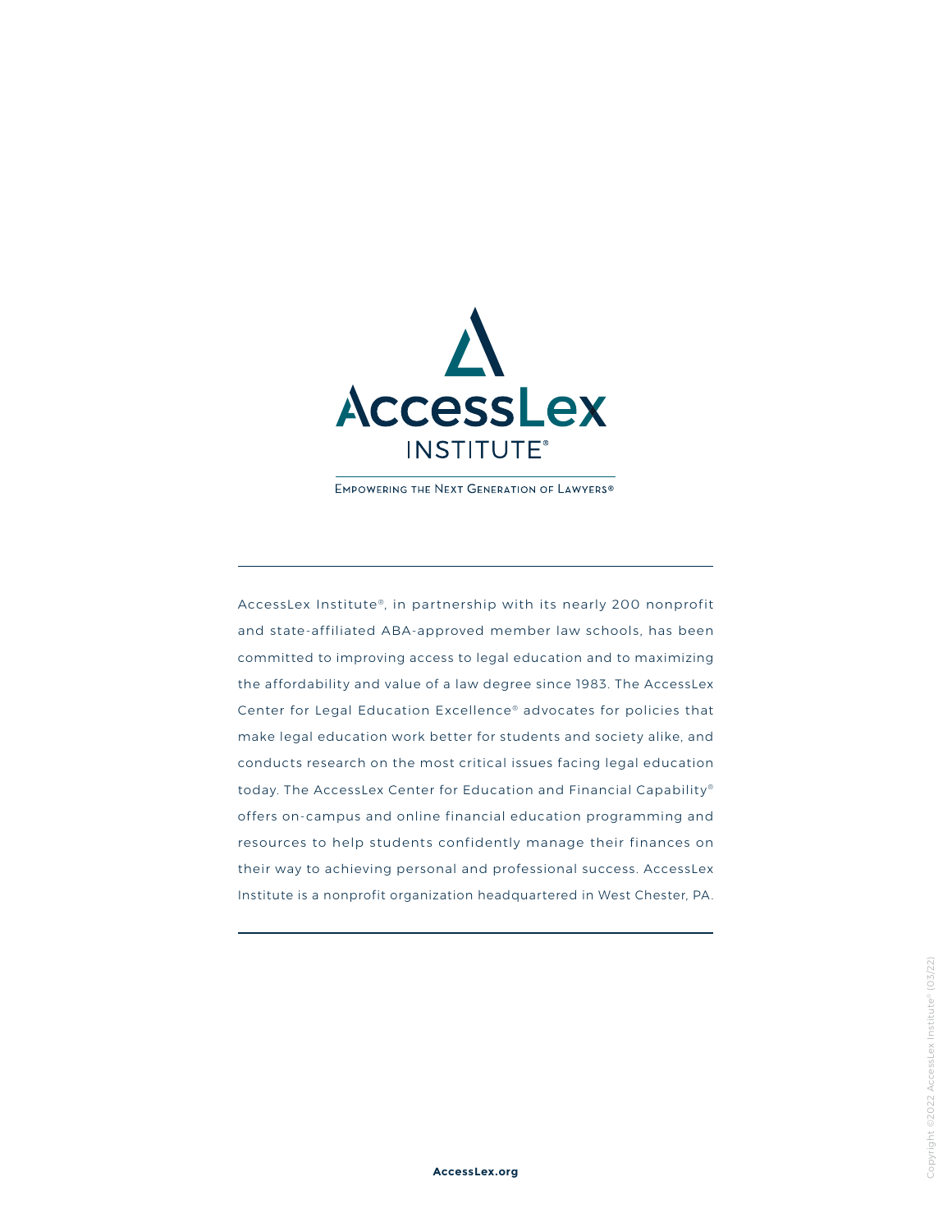AccessLex

INSTITUTE®

Empowering the Next Generation of Lawyers®

---

AccessLex Institute®, in partnership with its nearly 200 nonprofit and state-affiliated ABA-approved member law schools, has been committed to improving access to legal education and to maximizing the affordability and value of a law degree since 1983. The AccessLex Center for Legal Education Excellence® advocates for policies that make legal education work better for students and society alike, and conducts research on the most critical issues facing legal education today. The AccessLex Center for Education and Financial Capability® offers on-campus and online financial education programming and resources to help students confidently manage their finances on their way to achieving personal and professional success. AccessLex Institute is a nonprofit organization headquartered in West Chester, PA.

---

**AccessLex.org**

Copyright ©2022 AccessLex Institute® (03/22)